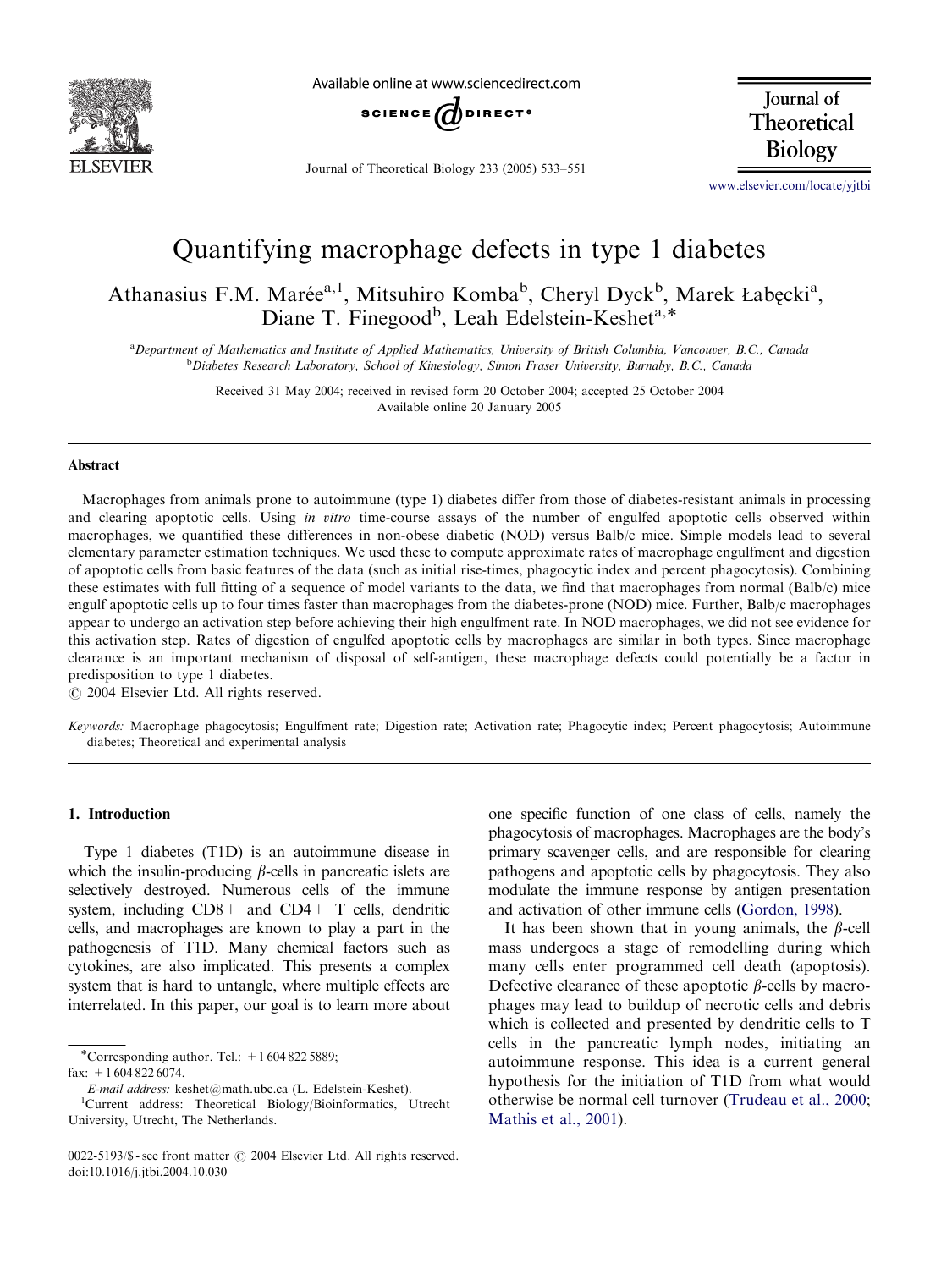# Quantifying macrophage defects in type 1 diabetes

Athanasius F.M. Marée[a,1], Mitsuhiro Komba[b], Cheryl Dyck[b], Marek Łabęcki[a], Diane T. Finegood[b], Leah Edelstein-Keshet[a,*]

[a]Department of Mathematics and Institute of Applied Mathematics, University of British Columbia, Vancouver, B.C., Canada
[b]Diabetes Research Laboratory, School of Kinesiology, Simon Fraser University, Burnaby, B.C., Canada

Received 31 May 2004; received in revised form 20 October 2004; accepted 25 October 2004
Available online 20 January 2005

## Abstract

Macrophages from animals prone to autoimmune (type 1) diabetes differ from those of diabetes-resistant animals in processing and clearing apoptotic cells. Using *in vitro* time-course assays of the number of engulfed apoptotic cells observed within macrophages, we quantified these differences in non-obese diabetic (NOD) versus Balb/c mice. Simple models lead to several elementary parameter estimation techniques. We used these to compute approximate rates of macrophage engulfment and digestion of apoptotic cells from basic features of the data (such as initial rise-times, phagocytic index and percent phagocytosis). Combining these estimates with full fitting of a sequence of model variants to the data, we find that macrophages from normal (Balb/c) mice engulf apoptotic cells up to four times faster than macrophages from the diabetes-prone (NOD) mice. Further, Balb/c macrophages appear to undergo an activation step before achieving their high engulfment rate. In NOD macrophages, we did not see evidence for this activation step. Rates of digestion of engulfed apoptotic cells by macrophages are similar in both types. Since macrophage clearance is an important mechanism of disposal of self-antigen, these macrophage defects could potentially be a factor in predisposition to type 1 diabetes.
© 2004 Elsevier Ltd. All rights reserved.

*Keywords:* Macrophage phagocytosis; Engulfment rate; Digestion rate; Activation rate; Phagocytic index; Percent phagocytosis; Autoimmune diabetes; Theoretical and experimental analysis

## 1. Introduction

Type 1 diabetes (T1D) is an autoimmune disease in which the insulin-producing $\beta$-cells in pancreatic islets are selectively destroyed. Numerous cells of the immune system, including CD8+ and CD4+ T cells, dendritic cells, and macrophages are known to play a part in the pathogenesis of T1D. Many chemical factors such as cytokines, are also implicated. This presents a complex system that is hard to untangle, where multiple effects are interrelated. In this paper, our goal is to learn more about one specific function of one class of cells, namely the phagocytosis of macrophages. Macrophages are the body's primary scavenger cells, and are responsible for clearing pathogens and apoptotic cells by phagocytosis. They also modulate the immune response by antigen presentation and activation of other immune cells (Gordon, 1998).

It has been shown that in young animals, the $\beta$-cell mass undergoes a stage of remodelling during which many cells enter programmed cell death (apoptosis). Defective clearance of these apoptotic $\beta$-cells by macrophages may lead to buildup of necrotic cells and debris which is collected and presented by dendritic cells to T cells in the pancreatic lymph nodes, initiating an autoimmune response. This idea is a current general hypothesis for the initiation of T1D from what would otherwise be normal cell turnover (Trudeau et al., 2000; Mathis et al., 2001).

*Corresponding author. Tel.: +1 604 822 5889; fax: +1 604 822 6074.
*E-mail address:* keshet@math.ubc.ca (L. Edelstein-Keshet).
[1]Current address: Theoretical Biology/Bioinformatics, Utrecht University, Utrecht, The Netherlands.

0022-5193/$ - see front matter © 2004 Elsevier Ltd. All rights reserved.
doi:10.1016/j.jtbi.2004.10.030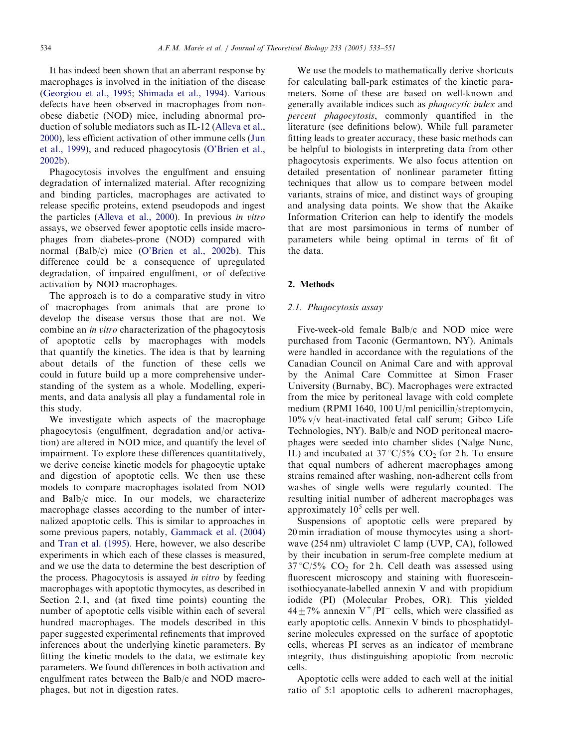It has indeed been shown that an aberrant response by macrophages is involved in the initiation of the disease (Georgiou et al., 1995; Shimada et al., 1994). Various defects have been observed in macrophages from non-obese diabetic (NOD) mice, including abnormal production of soluble mediators such as IL-12 (Alleva et al., 2000), less efficient activation of other immune cells (Jun et al., 1999), and reduced phagocytosis (O'Brien et al., 2002b).

Phagocytosis involves the engulfment and ensuing degradation of internalized material. After recognizing and binding particles, macrophages are activated to release specific proteins, extend pseudopods and ingest the particles (Alleva et al., 2000). In previous *in vitro* assays, we observed fewer apoptotic cells inside macrophages from diabetes-prone (NOD) compared with normal (Balb/c) mice (O'Brien et al., 2002b). This difference could be a consequence of upregulated degradation, of impaired engulfment, or of defective activation by NOD macrophages.

The approach is to do a comparative study in vitro of macrophages from animals that are prone to develop the disease versus those that are not. We combine an *in vitro* characterization of the phagocytosis of apoptotic cells by macrophages with models that quantify the kinetics. The idea is that by learning about details of the function of these cells we could in future build up a more comprehensive understanding of the system as a whole. Modelling, experiments, and data analysis all play a fundamental role in this study.

We investigate which aspects of the macrophage phagocytosis (engulfment, degradation and/or activation) are altered in NOD mice, and quantify the level of impairment. To explore these differences quantitatively, we derive concise kinetic models for phagocytic uptake and digestion of apoptotic cells. We then use these models to compare macrophages isolated from NOD and Balb/c mice. In our models, we characterize macrophage classes according to the number of internalized apoptotic cells. This is similar to approaches in some previous papers, notably, Gammack et al. (2004) and Tran et al. (1995). Here, however, we also describe experiments in which each of these classes is measured, and we use the data to determine the best description of the process. Phagocytosis is assayed *in vitro* by feeding macrophages with apoptotic thymocytes, as described in Section 2.1, and (at fixed time points) counting the number of apoptotic cells visible within each of several hundred macrophages. The models described in this paper suggested experimental refinements that improved inferences about the underlying kinetic parameters. By fitting the kinetic models to the data, we estimate key parameters. We found differences in both activation and engulfment rates between the Balb/c and NOD macrophages, but not in digestion rates.

We use the models to mathematically derive shortcuts for calculating ball-park estimates of the kinetic parameters. Some of these are based on well-known and generally available indices such as *phagocytic index* and *percent phagocytosis*, commonly quantified in the literature (see definitions below). While full parameter fitting leads to greater accuracy, these basic methods can be helpful to biologists in interpreting data from other phagocytosis experiments. We also focus attention on detailed presentation of nonlinear parameter fitting techniques that allow us to compare between model variants, strains of mice, and distinct ways of grouping and analysing data points. We show that the Akaike Information Criterion can help to identify the models that are most parsimonious in terms of number of parameters while being optimal in terms of fit of the data.

## 2. Methods

### 2.1. Phagocytosis assay

Five-week-old female Balb/c and NOD mice were purchased from Taconic (Germantown, NY). Animals were handled in accordance with the regulations of the Canadian Council on Animal Care and with approval by the Animal Care Committee at Simon Fraser University (Burnaby, BC). Macrophages were extracted from the mice by peritoneal lavage with cold complete medium (RPMI 1640, 100 U/ml penicillin/streptomycin, 10% v/v heat-inactivated fetal calf serum; Gibco Life Technologies, NY). Balb/c and NOD peritoneal macrophages were seeded into chamber slides (Nalge Nunc, IL) and incubated at 37 °C/5% $CO_2$ for 2 h. To ensure that equal numbers of adherent macrophages among strains remained after washing, non-adherent cells from washes of single wells were regularly counted. The resulting initial number of adherent macrophages was approximately $10^5$ cells per well.

Suspensions of apoptotic cells were prepared by 20 min irradiation of mouse thymocytes using a short-wave (254 nm) ultraviolet C lamp (UVP, CA), followed by their incubation in serum-free complete medium at 37 °C/5% $CO_2$ for 2 h. Cell death was assessed using fluorescent microscopy and staining with fluorescein-isothiocyanate-labelled annexin V and with propidium iodide (PI) (Molecular Probes, OR). This yielded $44 \pm 7\%$ annexin $V^+/PI^-$ cells, which were classified as early apoptotic cells. Annexin V binds to phosphatidyl-serine molecules expressed on the surface of apoptotic cells, whereas PI serves as an indicator of membrane integrity, thus distinguishing apoptotic from necrotic cells.

Apoptotic cells were added to each well at the initial ratio of 5:1 apoptotic cells to adherent macrophages,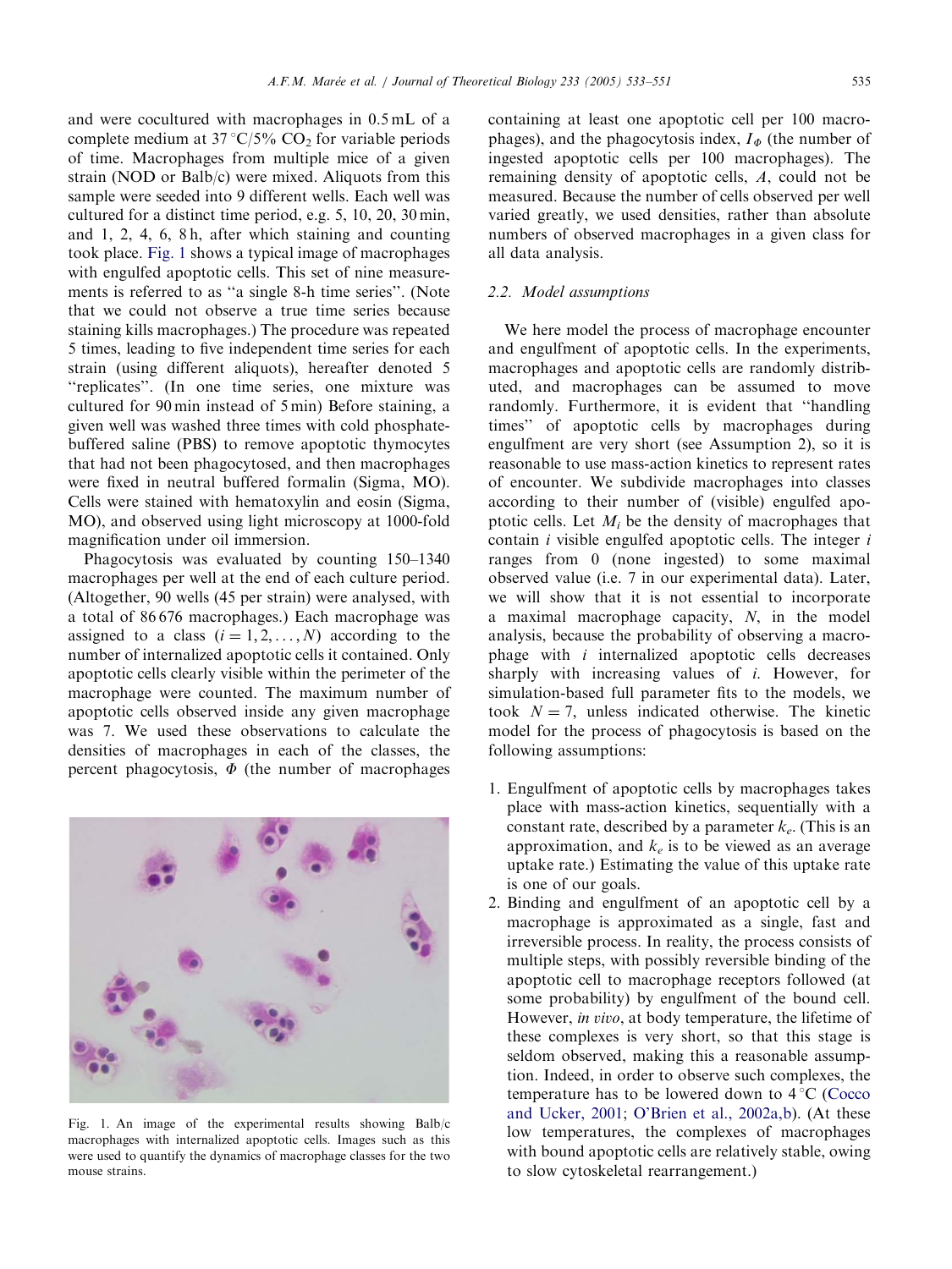and were cocultured with macrophages in 0.5 mL of a complete medium at 37 °C/5% $CO_2$ for variable periods of time. Macrophages from multiple mice of a given strain (NOD or Balb/c) were mixed. Aliquots from this sample were seeded into 9 different wells. Each well was cultured for a distinct time period, e.g. 5, 10, 20, 30 min, and 1, 2, 4, 6, 8 h, after which staining and counting took place. Fig. 1 shows a typical image of macrophages with engulfed apoptotic cells. This set of nine measurements is referred to as "a single 8-h time series". (Note that we could not observe a true time series because staining kills macrophages.) The procedure was repeated 5 times, leading to five independent time series for each strain (using different aliquots), hereafter denoted 5 "replicates". (In one time series, one mixture was cultured for 90 min instead of 5 min) Before staining, a given well was washed three times with cold phosphate-buffered saline (PBS) to remove apoptotic thymocytes that had not been phagocytosed, and then macrophages were fixed in neutral buffered formalin (Sigma, MO). Cells were stained with hematoxylin and eosin (Sigma, MO), and observed using light microscopy at 1000-fold magnification under oil immersion.

Phagocytosis was evaluated by counting 150–1340 macrophages per well at the end of each culture period. (Altogether, 90 wells (45 per strain) were analysed, with a total of 86 676 macrophages.) Each macrophage was assigned to a class ($i = 1, 2, \ldots, N$) according to the number of internalized apoptotic cells it contained. Only apoptotic cells clearly visible within the perimeter of the macrophage were counted. The maximum number of apoptotic cells observed inside any given macrophage was 7. We used these observations to calculate the densities of macrophages in each of the classes, the percent phagocytosis, $\Phi$ (the number of macrophages containing at least one apoptotic cell per 100 macrophages), and the phagocytosis index, $I_\Phi$ (the number of ingested apoptotic cells per 100 macrophages). The remaining density of apoptotic cells, $A$, could not be measured. Because the number of cells observed per well varied greatly, we used densities, rather than absolute numbers of observed macrophages in a given class for all data analysis.

Fig. 1. An image of the experimental results showing Balb/c macrophages with internalized apoptotic cells. Images such as this were used to quantify the dynamics of macrophage classes for the two mouse strains.

### 2.2. Model assumptions

We here model the process of macrophage encounter and engulfment of apoptotic cells. In the experiments, macrophages and apoptotic cells are randomly distributed, and macrophages can be assumed to move randomly. Furthermore, it is evident that "handling times" of apoptotic cells by macrophages during engulfment are very short (see Assumption 2), so it is reasonable to use mass-action kinetics to represent rates of encounter. We subdivide macrophages into classes according to their number of (visible) engulfed apoptotic cells. Let $M_i$ be the density of macrophages that contain $i$ visible engulfed apoptotic cells. The integer $i$ ranges from 0 (none ingested) to some maximal observed value (i.e. 7 in our experimental data). Later, we will show that it is not essential to incorporate a maximal macrophage capacity, $N$, in the model analysis, because the probability of observing a macrophage with $i$ internalized apoptotic cells decreases sharply with increasing values of $i$. However, for simulation-based full parameter fits to the models, we took $N = 7$, unless indicated otherwise. The kinetic model for the process of phagocytosis is based on the following assumptions:

1. Engulfment of apoptotic cells by macrophages takes place with mass-action kinetics, sequentially with a constant rate, described by a parameter $k_e$. (This is an approximation, and $k_e$ is to be viewed as an average uptake rate.) Estimating the value of this uptake rate is one of our goals.
2. Binding and engulfment of an apoptotic cell by a macrophage is approximated as a single, fast and irreversible process. In reality, the process consists of multiple steps, with possibly reversible binding of the apoptotic cell to macrophage receptors followed (at some probability) by engulfment of the bound cell. However, *in vivo*, at body temperature, the lifetime of these complexes is very short, so that this stage is seldom observed, making this a reasonable assumption. Indeed, in order to observe such complexes, the temperature has to be lowered down to 4 °C (Cocco and Ucker, 2001; O'Brien et al., 2002a,b). (At these low temperatures, the complexes of macrophages with bound apoptotic cells are relatively stable, owing to slow cytoskeletal rearrangement.)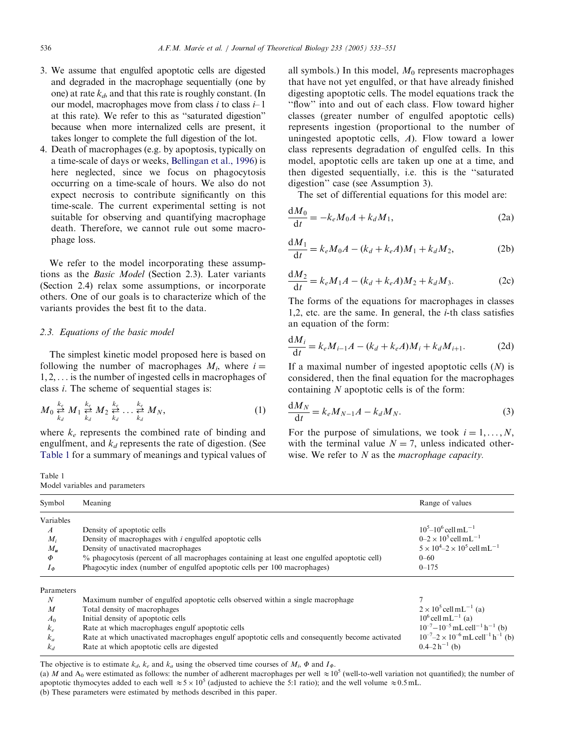3. We assume that engulfed apoptotic cells are digested and degraded in the macrophage sequentially (one by one) at rate $k_d$, and that this rate is roughly constant. (In our model, macrophages move from class $i$ to class $i-1$ at this rate). We refer to this as "saturated digestion" because when more internalized cells are present, it takes longer to complete the full digestion of the lot.
4. Death of macrophages (e.g. by apoptosis, typically on a time-scale of days or weeks, Bellingan et al., 1996) is here neglected, since we focus on phagocytosis occurring on a time-scale of hours. We also do not expect necrosis to contribute significantly on this time-scale. The current experimental setting is not suitable for observing and quantifying macrophage death. Therefore, we cannot rule out some macrophage loss.

We refer to the model incorporating these assumptions as the *Basic Model* (Section 2.3). Later variants (Section 2.4) relax some assumptions, or incorporate others. One of our goals is to characterize which of the variants provides the best fit to the data.

### 2.3. Equations of the basic model

The simplest kinetic model proposed here is based on following the number of macrophages $M_i$, where $i = 1, 2, \ldots$ is the number of ingested cells in macrophages of class $i$. The scheme of sequential stages is:

$$M_0 \underset{k_d}{\overset{k_e}{\rightleftarrows}} M_1 \underset{k_d}{\overset{k_e}{\rightleftarrows}} M_2 \underset{k_d}{\overset{k_e}{\rightleftarrows}} \ldots \underset{k_d}{\overset{k_e}{\rightleftarrows}} M_N, \tag{1}$$

where $k_e$ represents the combined rate of binding and engulfment, and $k_d$ represents the rate of digestion. (See Table 1 for a summary of meanings and typical values of all symbols.) In this model, $M_0$ represents macrophages that have not yet engulfed, or that have already finished digesting apoptotic cells. The model equations track the "flow" into and out of each class. Flow toward higher classes (greater number of engulfed apoptotic cells) represents ingestion (proportional to the number of uningested apoptotic cells, $A$). Flow toward a lower class represents degradation of engulfed cells. In this model, apoptotic cells are taken up one at a time, and then digested sequentially, i.e. this is the "saturated digestion" case (see Assumption 3).

The set of differential equations for this model are:

$$\frac{dM_0}{dt} = -k_e M_0 A + k_d M_1, \tag{2a}$$

$$\frac{dM_1}{dt} = k_e M_0 A - (k_d + k_e A) M_1 + k_d M_2, \tag{2b}$$

$$\frac{dM_2}{dt} = k_e M_1 A - (k_d + k_e A) M_2 + k_d M_3. \tag{2c}$$

The forms of the equations for macrophages in classes 1,2, etc. are the same. In general, the $i$-th class satisfies an equation of the form:

$$\frac{dM_i}{dt} = k_e M_{i-1} A - (k_d + k_e A) M_i + k_d M_{i+1}. \tag{2d}$$

If a maximal number of ingested apoptotic cells ($N$) is considered, then the final equation for the macrophages containing $N$ apoptotic cells is of the form:

$$\frac{dM_N}{dt} = k_e M_{N-1} A - k_d M_N. \tag{3}$$

For the purpose of simulations, we took $i = 1, \ldots, N$, with the terminal value $N = 7$, unless indicated otherwise. We refer to $N$ as the *macrophage capacity.*

Table 1
Model variables and parameters

| Symbol | Meaning | Range of values |
|---|---|---|
| Variables | | |
| $A$ | Density of apoptotic cells | $10^5$–$10^6\,\text{cell mL}^{-1}$ |
| $M_i$ | Density of macrophages with $i$ engulfed apoptotic cells | $0$–$2\times10^5\,\text{cell mL}^{-1}$ |
| $M_u$ | Density of unactivated macrophages | $5\times10^4$–$2\times10^5\,\text{cell mL}^{-1}$ |
| $\Phi$ | % phagocytosis (percent of all macrophages containing at least one engulfed apoptotic cell) | 0–60 |
| $I_\Phi$ | Phagocytic index (number of engulfed apoptotic cells per 100 macrophages) | 0–175 |
| Parameters | | |
| $N$ | Maximum number of engulfed apoptotic cells observed within a single macrophage | 7 |
| $M$ | Total density of macrophages | $2\times10^5\,\text{cell mL}^{-1}$ (a) |
| $A_0$ | Initial density of apoptotic cells | $10^6\,\text{cell mL}^{-1}$ (a) |
| $k_e$ | Rate at which macrophages engulf apoptotic cells | $10^{-7}$–$10^{-5}\,\text{mL cell}^{-1}\,\text{h}^{-1}$ (b) |
| $k_a$ | Rate at which unactivated macrophages engulf apoptotic cells and consequently become activated | $10^{-7}$–$2\times10^{-6}\,\text{mL cell}^{-1}\,\text{h}^{-1}$ (b) |
| $k_d$ | Rate at which apoptotic cells are digested | $0.4$–$2\,\text{h}^{-1}$ (b) |

The objective is to estimate $k_d$, $k_e$ and $k_a$ using the observed time courses of $M_i$, $\Phi$ and $I_\Phi$.

(a) $M$ and $A_0$ were estimated as follows: the number of adherent macrophages per well $\approx 10^5$ (well-to-well variation not quantified); the number of apoptotic thymocytes added to each well $\approx 5\times10^5$ (adjusted to achieve the 5:1 ratio); and the well volume $\approx 0.5$ mL.

(b) These parameters were estimated by methods described in this paper.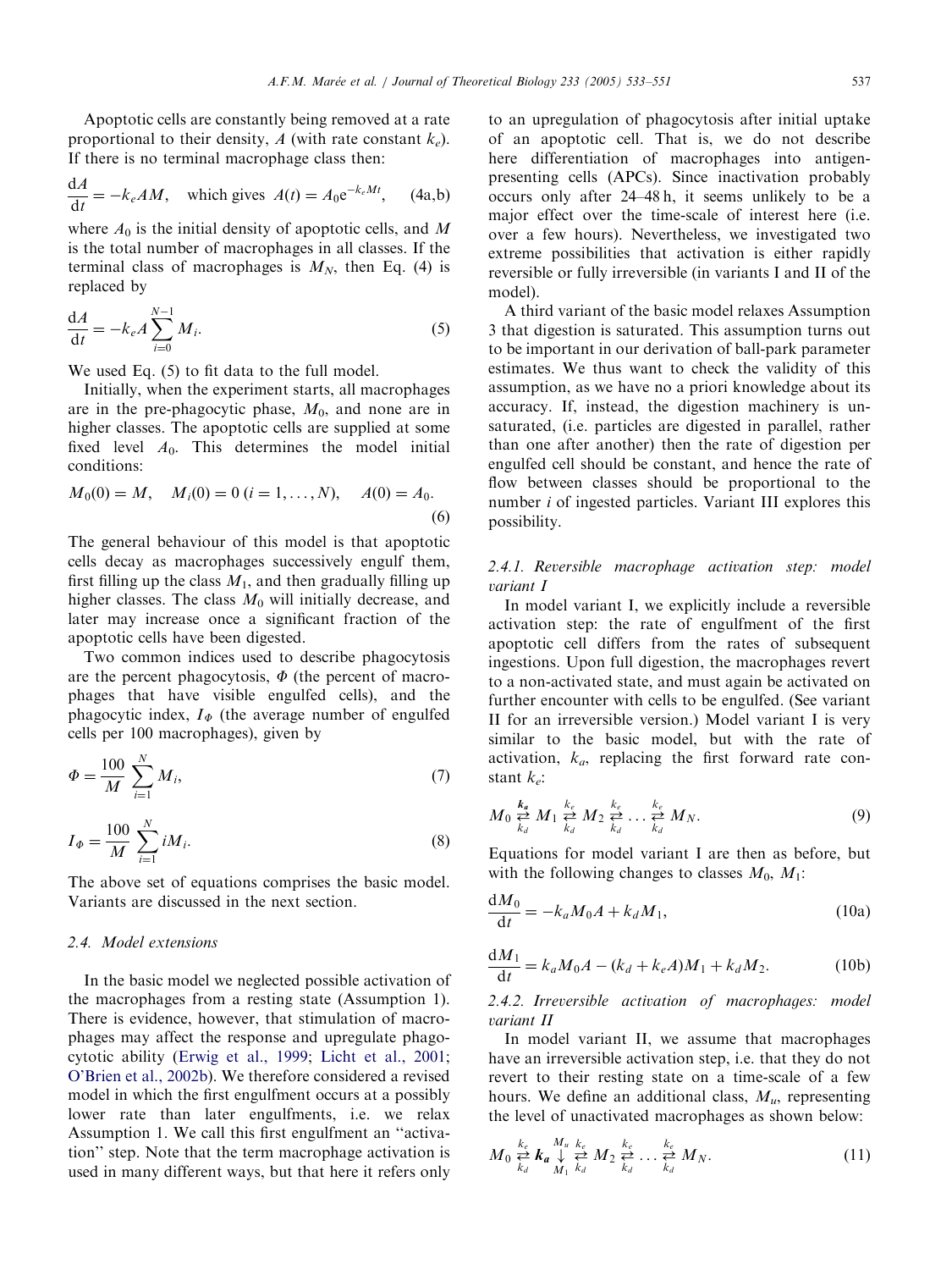Apoptotic cells are constantly being removed at a rate proportional to their density, $A$ (with rate constant $k_e$). If there is no terminal macrophage class then:

$$\frac{\mathrm{d}A}{\mathrm{d}t} = -k_e AM, \quad \text{which gives } A(t) = A_0 \mathrm{e}^{-k_e Mt}, \qquad \text{(4a,b)}$$

where $A_0$ is the initial density of apoptotic cells, and $M$ is the total number of macrophages in all classes. If the terminal class of macrophages is $M_N$, then Eq. (4) is replaced by

$$\frac{\mathrm{d}A}{\mathrm{d}t} = -k_e A \sum_{i=0}^{N-1} M_i. \qquad (5)$$

We used Eq. (5) to fit data to the full model.

Initially, when the experiment starts, all macrophages are in the pre-phagocytic phase, $M_0$, and none are in higher classes. The apoptotic cells are supplied at some fixed level $A_0$. This determines the model initial conditions:

$$M_0(0) = M, \quad M_i(0) = 0 \; (i = 1, \ldots, N), \quad A(0) = A_0. \qquad (6)$$

The general behaviour of this model is that apoptotic cells decay as macrophages successively engulf them, first filling up the class $M_1$, and then gradually filling up higher classes. The class $M_0$ will initially decrease, and later may increase once a significant fraction of the apoptotic cells have been digested.

Two common indices used to describe phagocytosis are the percent phagocytosis, $\Phi$ (the percent of macrophages that have visible engulfed cells), and the phagocytic index, $I_\Phi$ (the average number of engulfed cells per 100 macrophages), given by

$$\Phi = \frac{100}{M} \sum_{i=1}^{N} M_i, \qquad (7)$$

$$I_\Phi = \frac{100}{M} \sum_{i=1}^{N} i M_i. \qquad (8)$$

The above set of equations comprises the basic model. Variants are discussed in the next section.

### 2.4. Model extensions

In the basic model we neglected possible activation of the macrophages from a resting state (Assumption 1). There is evidence, however, that stimulation of macrophages may affect the response and upregulate phagocytic ability (Erwig et al., 1999; Licht et al., 2001; O'Brien et al., 2002b). We therefore considered a revised model in which the first engulfment occurs at a possibly lower rate than later engulfments, i.e. we relax Assumption 1. We call this first engulfment an "activation" step. Note that the term macrophage activation is used in many different ways, but that here it refers only to an upregulation of phagocytosis after initial uptake of an apoptotic cell. That is, we do not describe here differentiation of macrophages into antigen-presenting cells (APCs). Since inactivation probably occurs only after 24–48 h, it seems unlikely to be a major effect over the time-scale of interest here (i.e. over a few hours). Nevertheless, we investigated two extreme possibilities that activation is either rapidly reversible or fully irreversible (in variants I and II of the model).

A third variant of the basic model relaxes Assumption 3 that digestion is saturated. This assumption turns out to be important in our derivation of ball-park parameter estimates. We thus want to check the validity of this assumption, as we have no a priori knowledge about its accuracy. If, instead, the digestion machinery is unsaturated, (i.e. particles are digested in parallel, rather than one after another) then the rate of digestion per engulfed cell should be constant, and hence the rate of flow between classes should be proportional to the number $i$ of ingested particles. Variant III explores this possibility.

#### 2.4.1. Reversible macrophage activation step: model variant I

In model variant I, we explicitly include a reversible activation step: the rate of engulfment of the first apoptotic cell differs from the rates of subsequent ingestions. Upon full digestion, the macrophages revert to a non-activated state, and must again be activated on further encounter with cells to be engulfed. (See variant II for an irreversible version.) Model variant I is very similar to the basic model, but with the rate of activation, $k_a$, replacing the first forward rate constant $k_e$:

$$M_0 \underset{k_d}{\overset{\boldsymbol{k_a}}{\rightleftarrows}} M_1 \underset{k_d}{\overset{k_e}{\rightleftarrows}} M_2 \underset{k_d}{\overset{k_e}{\rightleftarrows}} \ldots \underset{k_d}{\overset{k_e}{\rightleftarrows}} M_N. \qquad (9)$$

Equations for model variant I are then as before, but with the following changes to classes $M_0$, $M_1$:

$$\frac{\mathrm{d}M_0}{\mathrm{d}t} = -k_a M_0 A + k_d M_1, \qquad (10a)$$

$$\frac{\mathrm{d}M_1}{\mathrm{d}t} = k_a M_0 A - (k_d + k_e A) M_1 + k_d M_2. \qquad (10b)$$

#### 2.4.2. Irreversible activation of macrophages: model variant II

In model variant II, we assume that macrophages have an irreversible activation step, i.e. that they do not revert to their resting state on a time-scale of a few hours. We define an additional class, $M_u$, representing the level of unactivated macrophages as shown below:

$$M_0 \underset{k_d}{\overset{k_e}{\rightleftarrows}} \boldsymbol{k_a} \overset{M_u}{\underset{M_1}{\downarrow}} \underset{k_d}{\overset{k_e}{\rightleftarrows}} M_2 \underset{k_d}{\overset{k_e}{\rightleftarrows}} \ldots \underset{k_d}{\overset{k_e}{\rightleftarrows}} M_N. \qquad (11)$$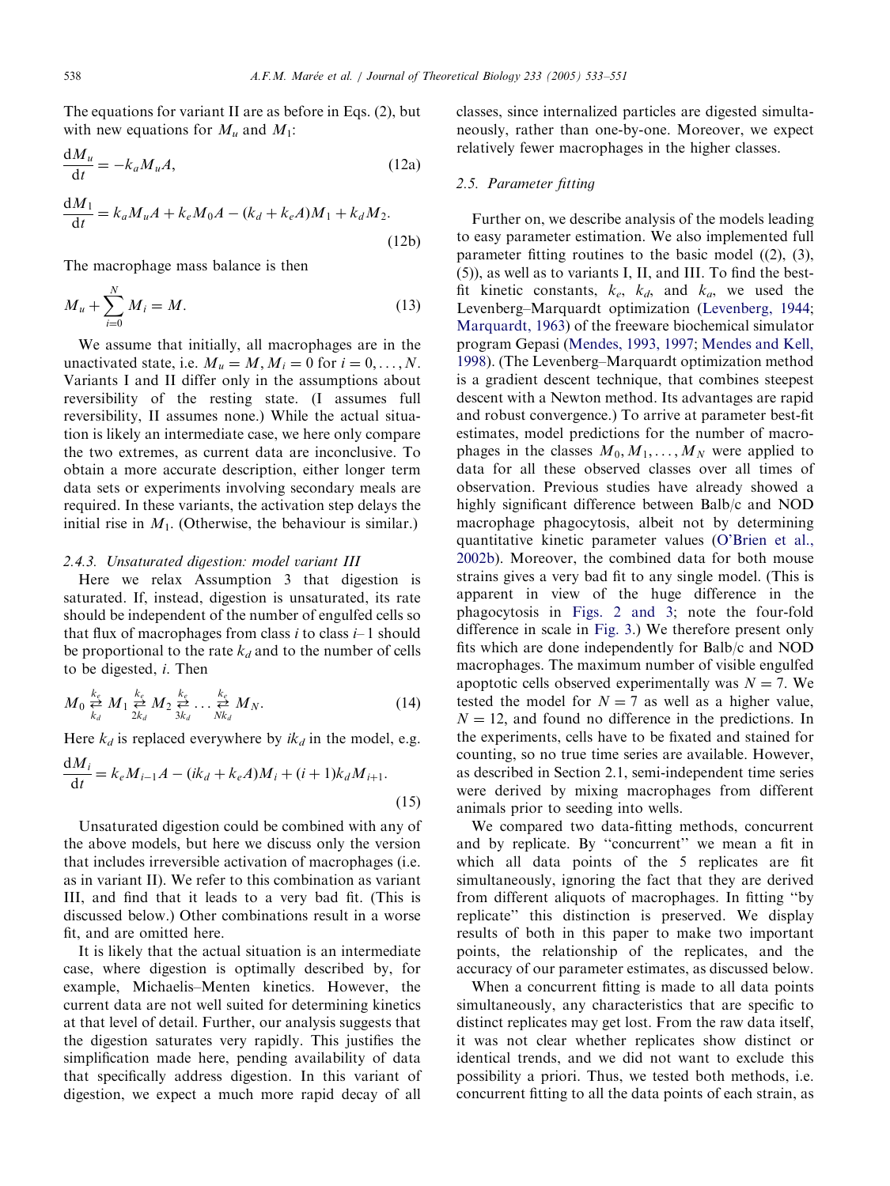The equations for variant II are as before in Eqs. (2), but with new equations for $M_u$ and $M_1$:

$$\frac{dM_u}{dt} = -k_a M_u A, \tag{12a}$$

$$\frac{dM_1}{dt} = k_a M_u A + k_e M_0 A - (k_d + k_e A) M_1 + k_d M_2. \tag{12b}$$

The macrophage mass balance is then

$$M_u + \sum_{i=0}^{N} M_i = M. \tag{13}$$

We assume that initially, all macrophages are in the unactivated state, i.e. $M_u = M, M_i = 0$ for $i = 0, \ldots, N$. Variants I and II differ only in the assumptions about reversibility of the resting state. (I assumes full reversibility, II assumes none.) While the actual situation is likely an intermediate case, we here only compare the two extremes, as current data are inconclusive. To obtain a more accurate description, either longer term data sets or experiments involving secondary meals are required. In these variants, the activation step delays the initial rise in $M_1$. (Otherwise, the behaviour is similar.)

#### 2.4.3. Unsaturated digestion: model variant III

Here we relax Assumption 3 that digestion is saturated. If, instead, digestion is unsaturated, its rate should be independent of the number of engulfed cells so that flux of macrophages from class $i$ to class $i$–1 should be proportional to the rate $k_d$ and to the number of cells to be digested, $i$. Then

$$M_0 \underset{k_d}{\overset{k_e}{\rightleftarrows}} M_1 \underset{2k_d}{\overset{k_e}{\rightleftarrows}} M_2 \underset{3k_d}{\overset{k_e}{\rightleftarrows}} \ldots \underset{Nk_d}{\overset{k_e}{\rightleftarrows}} M_N. \tag{14}$$

Here $k_d$ is replaced everywhere by $ik_d$ in the model, e.g.

$$\frac{dM_i}{dt} = k_e M_{i-1} A - (ik_d + k_e A) M_i + (i+1) k_d M_{i+1}. \tag{15}$$

Unsaturated digestion could be combined with any of the above models, but here we discuss only the version that includes irreversible activation of macrophages (i.e. as in variant II). We refer to this combination as variant III, and find that it leads to a very bad fit. (This is discussed below.) Other combinations result in a worse fit, and are omitted here.

It is likely that the actual situation is an intermediate case, where digestion is optimally described by, for example, Michaelis–Menten kinetics. However, the current data are not well suited for determining kinetics at that level of detail. Further, our analysis suggests that the digestion saturates very rapidly. This justifies the simplification made here, pending availability of data that specifically address digestion. In this variant of digestion, we expect a much more rapid decay of all classes, since internalized particles are digested simultaneously, rather than one-by-one. Moreover, we expect relatively fewer macrophages in the higher classes.

### 2.5. Parameter fitting

Further on, we describe analysis of the models leading to easy parameter estimation. We also implemented full parameter fitting routines to the basic model ((2), (3), (5)), as well as to variants I, II, and III. To find the best-fit kinetic constants, $k_e$, $k_d$, and $k_a$, we used the Levenberg–Marquardt optimization (Levenberg, 1944; Marquardt, 1963) of the freeware biochemical simulator program Gepasi (Mendes, 1993, 1997; Mendes and Kell, 1998). (The Levenberg–Marquardt optimization method is a gradient descent technique, that combines steepest descent with a Newton method. Its advantages are rapid and robust convergence.) To arrive at parameter best-fit estimates, model predictions for the number of macrophages in the classes $M_0, M_1, \ldots, M_N$ were applied to data for all these observed classes over all times of observation. Previous studies have already showed a highly significant difference between Balb/c and NOD macrophage phagocytosis, albeit not by determining quantitative kinetic parameter values (O'Brien et al., 2002b). Moreover, the combined data for both mouse strains gives a very bad fit to any single model. (This is apparent in view of the huge difference in the phagocytosis in Figs. 2 and 3; note the four-fold difference in scale in Fig. 3.) We therefore present only fits which are done independently for Balb/c and NOD macrophages. The maximum number of visible engulfed apoptotic cells observed experimentally was $N = 7$. We tested the model for $N = 7$ as well as a higher value, $N = 12$, and found no difference in the predictions. In the experiments, cells have to be fixated and stained for counting, so no true time series are available. However, as described in Section 2.1, semi-independent time series were derived by mixing macrophages from different animals prior to seeding into wells.

We compared two data-fitting methods, concurrent and by replicate. By "concurrent" we mean a fit in which all data points of the 5 replicates are fit simultaneously, ignoring the fact that they are derived from different aliquots of macrophages. In fitting "by replicate" this distinction is preserved. We display results of both in this paper to make two important points, the relationship of the replicates, and the accuracy of our parameter estimates, as discussed below.

When a concurrent fitting is made to all data points simultaneously, any characteristics that are specific to distinct replicates may get lost. From the raw data itself, it was not clear whether replicates show distinct or identical trends, and we did not want to exclude this possibility a priori. Thus, we tested both methods, i.e. concurrent fitting to all the data points of each strain, as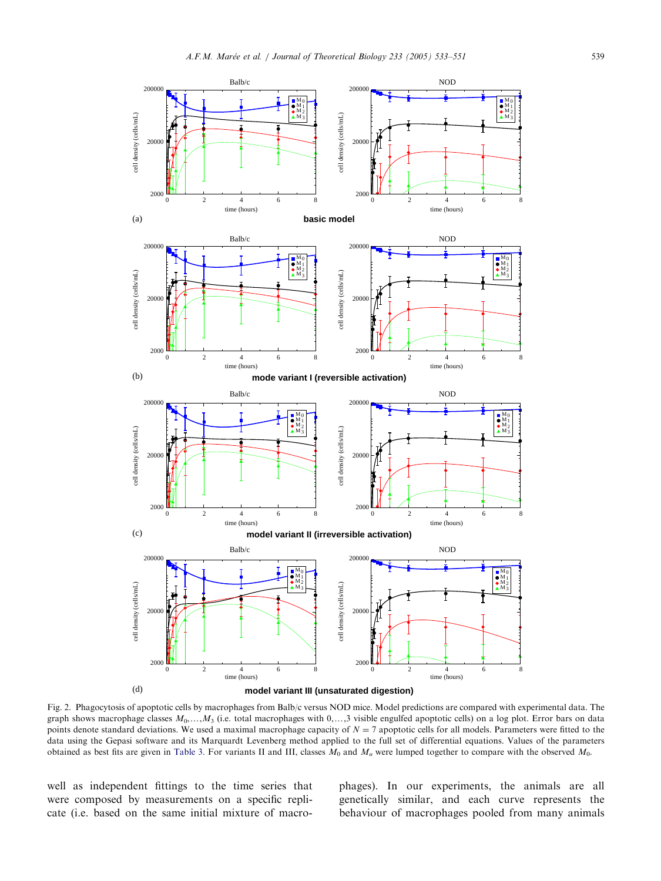Fig. 2. Phagocytosis of apoptotic cells by macrophages from Balb/c versus NOD mice. Model predictions are compared with experimental data. The graph shows macrophage classes $M_0, \ldots, M_3$ (i.e. total macrophages with $0, \ldots, 3$ visible engulfed apoptotic cells) on a log plot. Error bars on data points denote standard deviations. We used a maximal macrophage capacity of $N = 7$ apoptotic cells for all models. Parameters were fitted to the data using the Gepasi software and its Marquardt Levenberg method applied to the full set of differential equations. Values of the parameters obtained as best fits are given in Table 3. For variants II and III, classes $M_0$ and $M_a$ were lumped together to compare with the observed $M_0$.

well as independent fittings to the time series that were composed by measurements on a specific replicate (i.e. based on the same initial mixture of macrophages). In our experiments, the animals are all genetically similar, and each curve represents the behaviour of macrophages pooled from many animals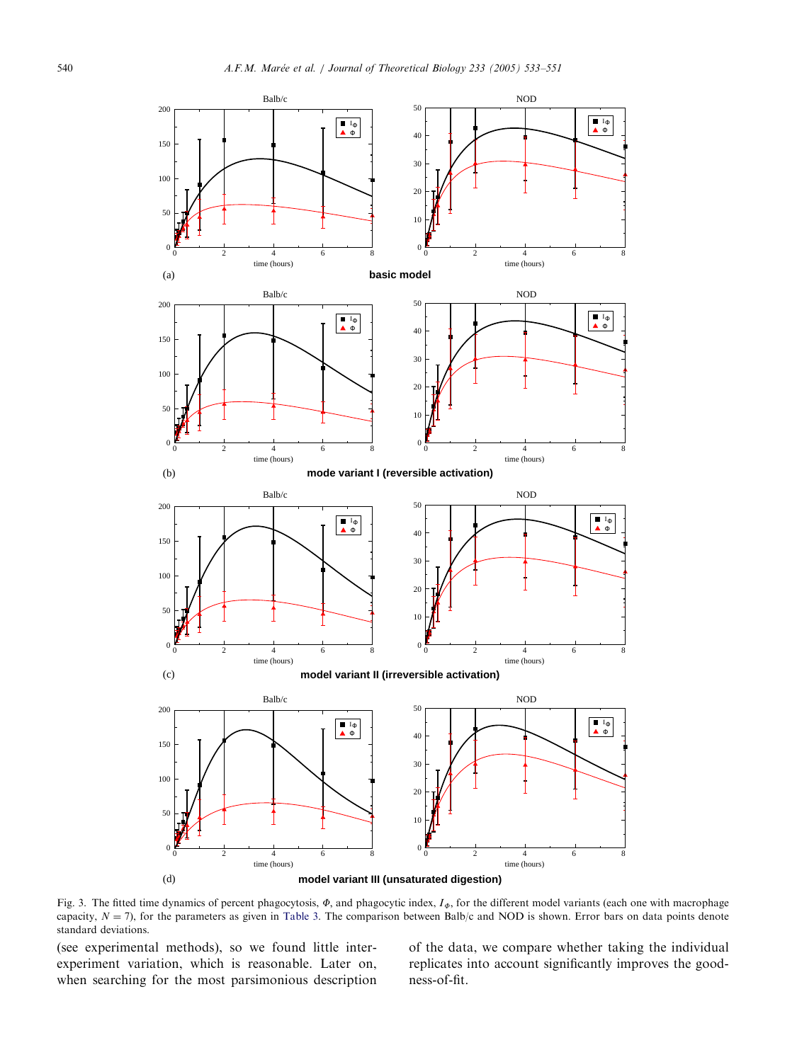Fig. 3. The fitted time dynamics of percent phagocytosis, $\Phi$, and phagocytic index, $I_\Phi$, for the different model variants (each one with macrophage capacity, $N = 7$), for the parameters as given in Table 3. The comparison between Balb/c and NOD is shown. Error bars on data points denote standard deviations.

(see experimental methods), so we found little inter-experiment variation, which is reasonable. Later on, when searching for the most parsimonious description of the data, we compare whether taking the individual replicates into account significantly improves the goodness-of-fit.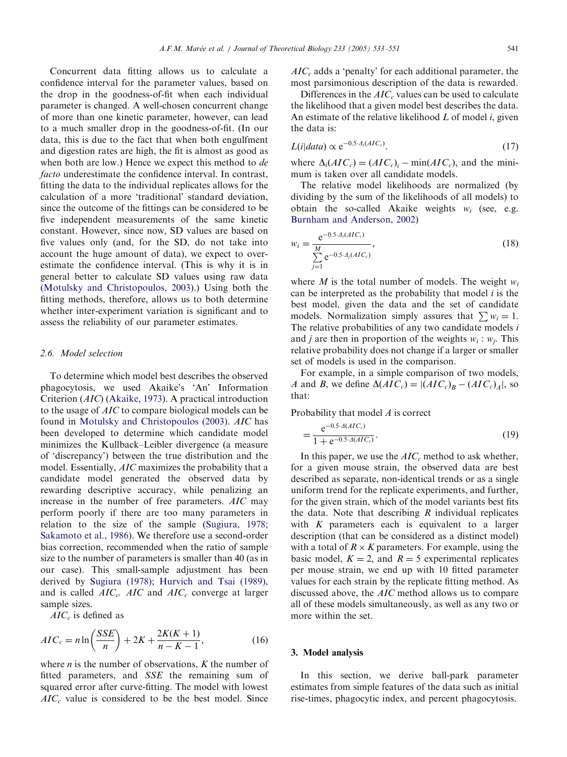Concurrent data fitting allows us to calculate a confidence interval for the parameter values, based on the drop in the goodness-of-fit when each individual parameter is changed. A well-chosen concurrent change of more than one kinetic parameter, however, can lead to a much smaller drop in the goodness-of-fit. (In our data, this is due to the fact that when both engulfment and digestion rates are high, the fit is almost as good as when both are low.) Hence we expect this method to *de facto* underestimate the confidence interval. In contrast, fitting the data to the individual replicates allows for the calculation of a more 'traditional' standard deviation, since the outcome of the fittings can be considered to be five independent measurements of the same kinetic constant. However, since now, SD values are based on five values only (and, for the SD, do not take into account the huge amount of data), we expect to overestimate the confidence interval. (This is why it is in general better to calculate SD values using raw data (Motulsky and Christopoulos, 2003).) Using both the fitting methods, therefore, allows us to both determine whether inter-experiment variation is significant and to assess the reliability of our parameter estimates.

### 2.6. Model selection

To determine which model best describes the observed phagocytosis, we used Akaike's 'An' Information Criterion ($AIC$) (Akaike, 1973). A practical introduction to the usage of $AIC$ to compare biological models can be found in Motulsky and Christopoulos (2003). $AIC$ has been developed to determine which candidate model minimizes the Kullback–Leibler divergence (a measure of 'discrepancy') between the true distribution and the model. Essentially, $AIC$ maximizes the probability that a candidate model generated the observed data by rewarding descriptive accuracy, while penalizing an increase in the number of free parameters. $AIC$ may perform poorly if there are too many parameters in relation to the size of the sample (Sugiura, 1978; Sakamoto et al., 1986). We therefore use a second-order bias correction, recommended when the ratio of sample size to the number of parameters is smaller than 40 (as in our case). This small-sample adjustment has been derived by Sugiura (1978); Hurvich and Tsai (1989), and is called $AIC_c$. $AIC$ and $AIC_c$ converge at larger sample sizes.

$AIC_c$ is defined as

$$AIC_c = n \ln\left(\frac{SSE}{n}\right) + 2K + \frac{2K(K+1)}{n-K-1}, \tag{16}$$

where $n$ is the number of observations, $K$ the number of fitted parameters, and $SSE$ the remaining sum of squared error after curve-fitting. The model with lowest $AIC_c$ value is considered to be the best model. Since $AIC_c$ adds a 'penalty' for each additional parameter, the most parsimonious description of the data is rewarded.

Differences in the $AIC_c$ values can be used to calculate the likelihood that a given model best describes the data. An estimate of the relative likelihood $L$ of model $i$, given the data is:

$$L(i|data) \propto e^{-0.5 \cdot \Delta_i(AIC_c)}. \tag{17}$$

where $\Delta_i(AIC_c) = (AIC_c)_i - \min(AIC_c)$, and the minimum is taken over all candidate models.

The relative model likelihoods are normalized (by dividing by the sum of the likelihoods of all models) to obtain the so-called Akaike weights $w_i$ (see, e.g. Burnham and Anderson, 2002)

$$w_i = \frac{e^{-0.5 \cdot \Delta_i(AIC_c)}}{\sum_{j=1}^{M} e^{-0.5 \cdot \Delta_j(AIC_c)}}, \tag{18}$$

where $M$ is the total number of models. The weight $w_i$ can be interpreted as the probability that model $i$ is the best model, given the data and the set of candidate models. Normalization simply assures that $\sum w_i = 1$. The relative probabilities of any two candidate models $i$ and $j$ are then in proportion of the weights $w_i : w_j$. This relative probability does not change if a larger or smaller set of models is used in the comparison.

For example, in a simple comparison of two models, $A$ and $B$, we define $\Delta(AIC_c) = |(AIC_c)_B - (AIC_c)_A|$, so that:

$$\text{Probability that model } A \text{ is correct} = \frac{e^{-0.5 \cdot \Delta(AIC_c)}}{1 + e^{-0.5 \cdot \Delta(AIC_c)}}. \tag{19}$$

In this paper, we use the $AIC_c$ method to ask whether, for a given mouse strain, the observed data are best described as separate, non-identical trends or as a single uniform trend for the replicate experiments, and further, for the given strain, which of the model variants best fits the data. Note that describing $R$ individual replicates with $K$ parameters each is equivalent to a larger description (that can be considered as a distinct model) with a total of $R \times K$ parameters. For example, using the basic model, $K = 2$, and $R = 5$ experimental replicates per mouse strain, we end up with 10 fitted parameter values for each strain by the replicate fitting method. As discussed above, the $AIC$ method allows us to compare all of these models simultaneously, as well as any two or more within the set.

## 3. Model analysis

In this section, we derive ball-park parameter estimates from simple features of the data such as initial rise-times, phagocytic index, and percent phagocytosis.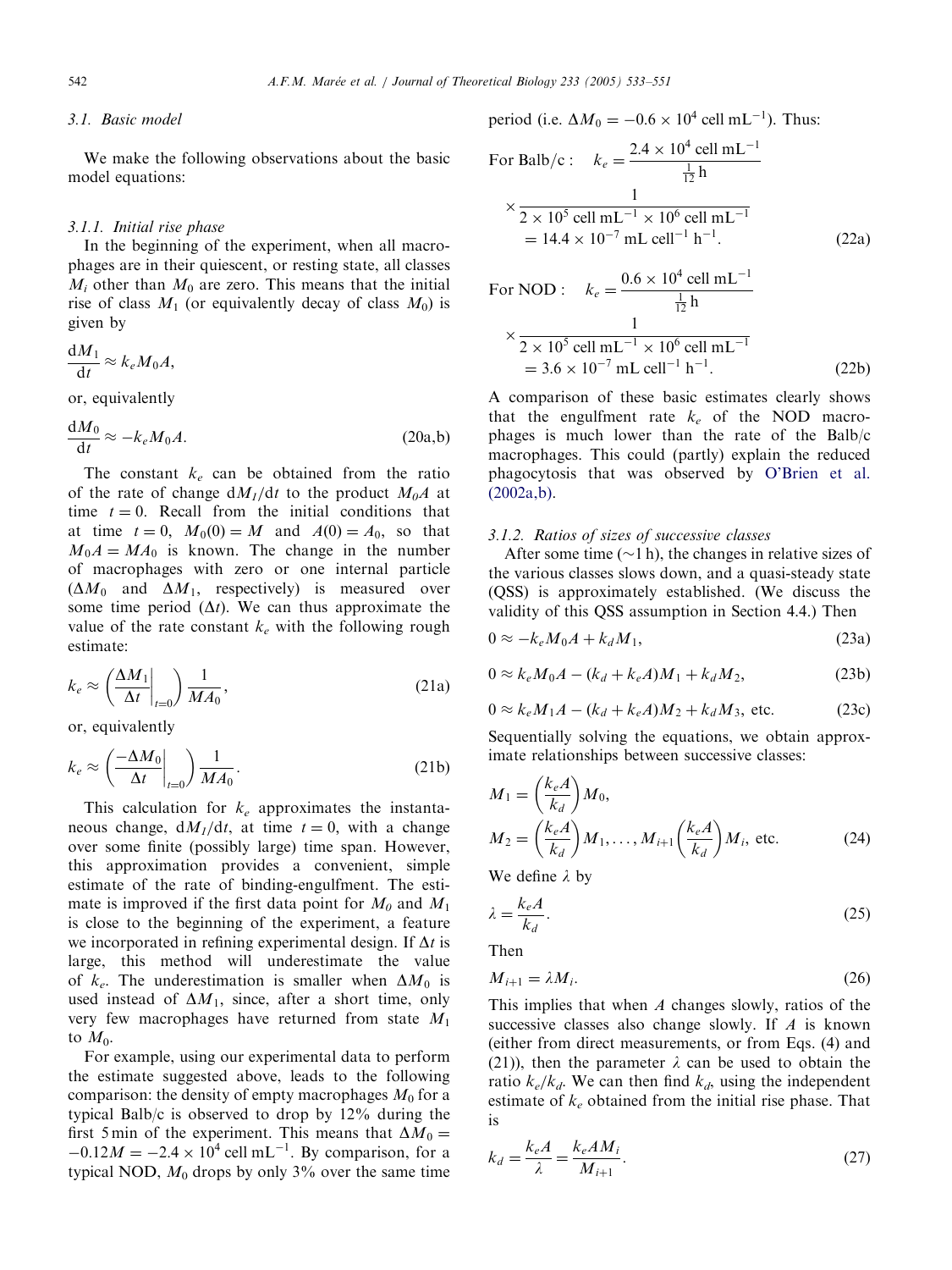### 3.1. Basic model

We make the following observations about the basic model equations:

#### 3.1.1. Initial rise phase

In the beginning of the experiment, when all macrophages are in their quiescent, or resting state, all classes $M_i$ other than $M_0$ are zero. This means that the initial rise of class $M_1$ (or equivalently decay of class $M_0$) is given by

$$\frac{\mathrm{d}M_1}{\mathrm{d}t} \approx k_e M_0 A,$$

or, equivalently

$$\frac{\mathrm{d}M_0}{\mathrm{d}t} \approx -k_e M_0 A. \tag{20a,b}$$

The constant $k_e$ can be obtained from the ratio of the rate of change $\mathrm{d}M_1/\mathrm{d}t$ to the product $M_0 A$ at time $t = 0$. Recall from the initial conditions that at time $t = 0$, $M_0(0) = M$ and $A(0) = A_0$, so that $M_0 A = MA_0$ is known. The change in the number of macrophages with zero or one internal particle ($\Delta M_0$ and $\Delta M_1$, respectively) is measured over some time period ($\Delta t$). We can thus approximate the value of the rate constant $k_e$ with the following rough estimate:

$$k_e \approx \left( \left. \frac{\Delta M_1}{\Delta t} \right|_{t=0} \right) \frac{1}{MA_0}, \tag{21a}$$

or, equivalently

$$k_e \approx \left( \left. \frac{-\Delta M_0}{\Delta t} \right|_{t=0} \right) \frac{1}{MA_0}. \tag{21b}$$

This calculation for $k_e$ approximates the instantaneous change, $\mathrm{d}M_1/\mathrm{d}t$, at time $t = 0$, with a change over some finite (possibly large) time span. However, this approximation provides a convenient, simple estimate of the rate of binding-engulfment. The estimate is improved if the first data point for $M_0$ and $M_1$ is close to the beginning of the experiment, a feature we incorporated in refining experimental design. If $\Delta t$ is large, this method will underestimate the value of $k_e$. The underestimation is smaller when $\Delta M_0$ is used instead of $\Delta M_1$, since, after a short time, only very few macrophages have returned from state $M_1$ to $M_0$.

For example, using our experimental data to perform the estimate suggested above, leads to the following comparison: the density of empty macrophages $M_0$ for a typical Balb/c is observed to drop by 12% during the first 5 min of the experiment. This means that $\Delta M_0 = -0.12M = -2.4 \times 10^4\ \text{cell mL}^{-1}$. By comparison, for a typical NOD, $M_0$ drops by only 3% over the same time period (i.e. $\Delta M_0 = -0.6 \times 10^4\ \text{cell mL}^{-1}$). Thus:

$$\text{For Balb/c}: \quad k_e = \frac{2.4 \times 10^4\ \text{cell mL}^{-1}}{\frac{1}{12}\ \text{h}} \times \frac{1}{2 \times 10^5\ \text{cell mL}^{-1} \times 10^6\ \text{cell mL}^{-1}} = 14.4 \times 10^{-7}\ \text{mL cell}^{-1}\ \text{h}^{-1}. \tag{22a}$$

$$\text{For NOD}: \quad k_e = \frac{0.6 \times 10^4\ \text{cell mL}^{-1}}{\frac{1}{12}\ \text{h}} \times \frac{1}{2 \times 10^5\ \text{cell mL}^{-1} \times 10^6\ \text{cell mL}^{-1}} = 3.6 \times 10^{-7}\ \text{mL cell}^{-1}\ \text{h}^{-1}. \tag{22b}$$

A comparison of these basic estimates clearly shows that the engulfment rate $k_e$ of the NOD macrophages is much lower than the rate of the Balb/c macrophages. This could (partly) explain the reduced phagocytosis that was observed by O'Brien et al. (2002a,b).

#### 3.1.2. Ratios of sizes of successive classes

After some time (~1 h), the changes in relative sizes of the various classes slows down, and a quasi-steady state (QSS) is approximately established. (We discuss the validity of this QSS assumption in Section 4.4.) Then

$$0 \approx -k_e M_0 A + k_d M_1, \tag{23a}$$

$$0 \approx k_e M_0 A - (k_d + k_e A) M_1 + k_d M_2, \tag{23b}$$

$$0 \approx k_e M_1 A - (k_d + k_e A) M_2 + k_d M_3, \text{ etc.} \tag{23c}$$

Sequentially solving the equations, we obtain approximate relationships between successive classes:

$$M_1 = \left( \frac{k_e A}{k_d} \right) M_0,$$
$$M_2 = \left( \frac{k_e A}{k_d} \right) M_1, \ldots, M_{i+1} \left( \frac{k_e A}{k_d} \right) M_i, \text{ etc.} \tag{24}$$

We define $\lambda$ by

$$\lambda = \frac{k_e A}{k_d}. \tag{25}$$

Then

$$M_{i+1} = \lambda M_i. \tag{26}$$

This implies that when $A$ changes slowly, ratios of the successive classes also change slowly. If $A$ is known (either from direct measurements, or from Eqs. (4) and (21)), then the parameter $\lambda$ can be used to obtain the ratio $k_e/k_d$. We can then find $k_d$, using the independent estimate of $k_e$ obtained from the initial rise phase. That is

$$k_d = \frac{k_e A}{\lambda} = \frac{k_e A M_i}{M_{i+1}}. \tag{27}$$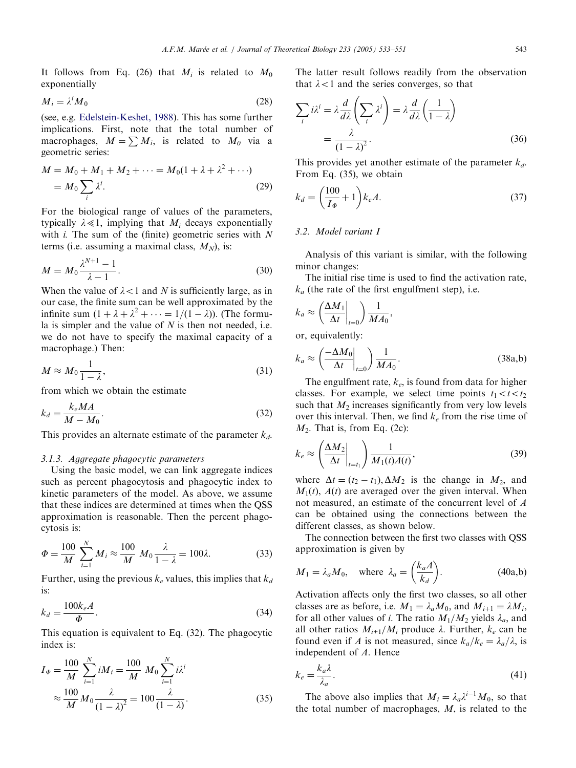It follows from Eq. (26) that $M_i$ is related to $M_0$ exponentially

$$M_i = \lambda^i M_0 \tag{28}$$

(see, e.g. Edelstein-Keshet, 1988). This has some further implications. First, note that the total number of macrophages, $M = \sum M_i$, is related to $M_0$ via a geometric series:

$$M = M_0 + M_1 + M_2 + \cdots = M_0(1 + \lambda + \lambda^2 + \cdots) = M_0 \sum_i \lambda^i. \tag{29}$$

For the biological range of values of the parameters, typically $\lambda \ll 1$, implying that $M_i$ decays exponentially with $i$. The sum of the (finite) geometric series with $N$ terms (i.e. assuming a maximal class, $M_N$), is:

$$M = M_0 \frac{\lambda^{N+1} - 1}{\lambda - 1}. \tag{30}$$

When the value of $\lambda < 1$ and $N$ is sufficiently large, as in our case, the finite sum can be well approximated by the infinite sum $(1 + \lambda + \lambda^2 + \cdots = 1/(1 - \lambda))$. (The formula is simpler and the value of $N$ is then not needed, i.e. we do not have to specify the maximal capacity of a macrophage.) Then:

$$M \approx M_0 \frac{1}{1 - \lambda}, \tag{31}$$

from which we obtain the estimate

$$k_d = \frac{k_e M A}{M - M_0}. \tag{32}$$

This provides an alternate estimate of the parameter $k_d$.

#### 3.1.3. Aggregate phagocytic parameters

Using the basic model, we can link aggregate indices such as percent phagocytosis and phagocytic index to kinetic parameters of the model. As above, we assume that these indices are determined at times when the QSS approximation is reasonable. Then the percent phagocytosis is:

$$\Phi = \frac{100}{M} \sum_{i=1}^{N} M_i \approx \frac{100}{M} \; M_0 \frac{\lambda}{1 - \lambda} = 100\lambda. \tag{33}$$

Further, using the previous $k_e$ values, this implies that $k_d$ is:

$$k_d = \frac{100 k_e A}{\Phi}. \tag{34}$$

This equation is equivalent to Eq. (32). The phagocytic index is:

$$I_\Phi = \frac{100}{M} \sum_{i=1}^{N} i M_i = \frac{100}{M} \; M_0 \sum_{i=1}^{N} i \lambda^i \approx \frac{100}{M} M_0 \frac{\lambda}{(1 - \lambda)^2} = 100 \frac{\lambda}{(1 - \lambda)}. \tag{35}$$

The latter result follows readily from the observation that $\lambda < 1$ and the series converges, so that

$$\sum_i i \lambda^i = \lambda \frac{d}{d\lambda} \left( \sum_i \lambda^i \right) = \lambda \frac{d}{d\lambda} \left( \frac{1}{1 - \lambda} \right) = \frac{\lambda}{(1 - \lambda)^2}. \tag{36}$$

This provides yet another estimate of the parameter $k_d$. From Eq. (35), we obtain

$$k_d = \left( \frac{100}{I_\Phi} + 1 \right) k_e A. \tag{37}$$

### 3.2. Model variant I

Analysis of this variant is similar, with the following minor changes:

The initial rise time is used to find the activation rate, $k_a$ (the rate of the first engulfment step), i.e.

$$k_a \approx \left( \frac{\Delta M_1}{\Delta t} \bigg|_{t=0} \right) \frac{1}{M A_0},$$

or, equivalently:

$$k_a \approx \left( \frac{-\Delta M_0}{\Delta t} \bigg|_{t=0} \right) \frac{1}{M A_0}. \tag{38a,b}$$

The engulfment rate, $k_e$, is found from data for higher classes. For example, we select time points $t_1 < t < t_2$ such that $M_2$ increases significantly from very low levels over this interval. Then, we find $k_e$ from the rise time of $M_2$. That is, from Eq. (2c):

$$k_e \approx \left( \frac{\Delta M_2}{\Delta t} \bigg|_{t=t_1} \right) \frac{1}{M_1(t) A(t)}, \tag{39}$$

where $\Delta t = (t_2 - t_1), \Delta M_2$ is the change in $M_2$, and $M_1(t)$, $A(t)$ are averaged over the given interval. When not measured, an estimate of the concurrent level of $A$ can be obtained using the connections between the different classes, as shown below.

The connection between the first two classes with QSS approximation is given by

$$M_1 = \lambda_a M_0, \quad \text{where } \lambda_a = \left( \frac{k_a A}{k_d} \right). \tag{40a,b}$$

Activation affects only the first two classes, so all other classes are as before, i.e. $M_1 = \lambda_a M_0$, and $M_{i+1} = \lambda M_i$, for all other values of $i$. The ratio $M_1/M_2$ yields $\lambda_a$, and all other ratios $M_{i+1}/M_i$ produce $\lambda$. Further, $k_e$ can be found even if $A$ is not measured, since $k_a/k_e = \lambda_a/\lambda$, is independent of $A$. Hence

$$k_e = \frac{k_a \lambda}{\lambda_a}. \tag{41}$$

The above also implies that $M_i = \lambda_a \lambda^{i-1} M_0$, so that the total number of macrophages, $M$, is related to the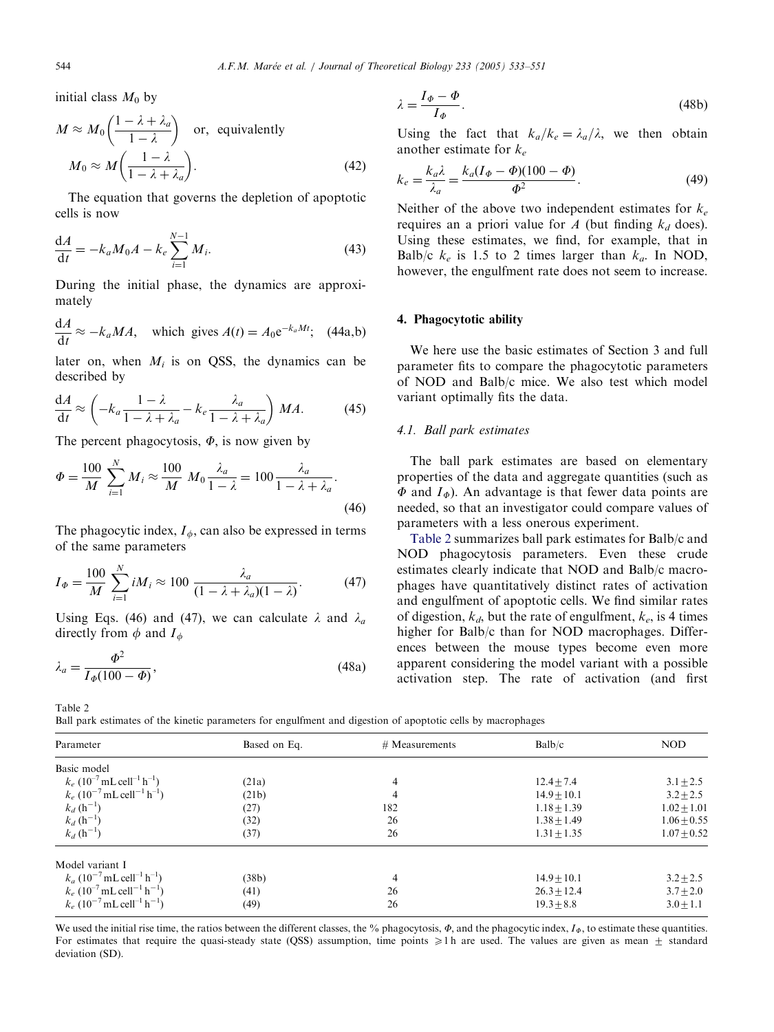initial class $M_0$ by

$$M \approx M_0\left(\frac{1-\lambda+\lambda_a}{1-\lambda}\right) \quad \text{or, equivalently} \quad M_0 \approx M\left(\frac{1-\lambda}{1-\lambda+\lambda_a}\right). \tag{42}$$

The equation that governs the depletion of apoptotic cells is now

$$\frac{dA}{dt} = -k_a M_0 A - k_e \sum_{i=1}^{N-1} M_i. \tag{43}$$

During the initial phase, the dynamics are approximately

$$\frac{dA}{dt} \approx -k_a MA, \quad \text{which gives } A(t) = A_0 e^{-k_a Mt}; \tag{44a,b}$$

later on, when $M_i$ is on QSS, the dynamics can be described by

$$\frac{dA}{dt} \approx \left(-k_a \frac{1-\lambda}{1-\lambda+\lambda_a} - k_e \frac{\lambda_a}{1-\lambda+\lambda_a}\right) MA. \tag{45}$$

The percent phagocytosis, $\Phi$, is now given by

$$\Phi = \frac{100}{M}\sum_{i=1}^{N} M_i \approx \frac{100}{M}\, M_0 \frac{\lambda_a}{1-\lambda} = 100\frac{\lambda_a}{1-\lambda+\lambda_a}. \tag{46}$$

The phagocytic index, $I_\phi$, can also be expressed in terms of the same parameters

$$I_\Phi = \frac{100}{M}\sum_{i=1}^{N} iM_i \approx 100\,\frac{\lambda_a}{(1-\lambda+\lambda_a)(1-\lambda)}. \tag{47}$$

Using Eqs. (46) and (47), we can calculate $\lambda$ and $\lambda_a$ directly from $\phi$ and $I_\phi$

$$\lambda_a = \frac{\Phi^2}{I_\Phi(100-\Phi)}, \tag{48a}$$

$$\lambda = \frac{I_\Phi - \Phi}{I_\Phi}. \tag{48b}$$

Using the fact that $k_a/k_e = \lambda_a/\lambda$, we then obtain another estimate for $k_e$

$$k_e = \frac{k_a\lambda}{\lambda_a} = \frac{k_a(I_\Phi - \Phi)(100-\Phi)}{\Phi^2}. \tag{49}$$

Neither of the above two independent estimates for $k_e$ requires an a priori value for $A$ (but finding $k_d$ does). Using these estimates, we find, for example, that in Balb/c $k_e$ is 1.5 to 2 times larger than $k_a$. In NOD, however, the engulfment rate does not seem to increase.

## 4. Phagocytotic ability

We here use the basic estimates of Section 3 and full parameter fits to compare the phagocytotic parameters of NOD and Balb/c mice. We also test which model variant optimally fits the data.

### 4.1. Ball park estimates

The ball park estimates are based on elementary properties of the data and aggregate quantities (such as $\Phi$ and $I_\Phi$). An advantage is that fewer data points are needed, so that an investigator could compare values of parameters with a less onerous experiment.

Table 2 summarizes ball park estimates for Balb/c and NOD phagocytosis parameters. Even these crude estimates clearly indicate that NOD and Balb/c macrophages have quantitatively distinct rates of activation and engulfment of apoptotic cells. We find similar rates of digestion, $k_d$, but the rate of engulfment, $k_e$, is 4 times higher for Balb/c than for NOD macrophages. Differences between the mouse types become even more apparent considering the model variant with a possible activation step. The rate of activation (and first

Table 2
Ball park estimates of the kinetic parameters for engulfment and digestion of apoptotic cells by macrophages

| Parameter | Based on Eq. | # Measurements | Balb/c | NOD |
|---|---|---|---|---|
| Basic model | | | | |
| $k_e$ ($10^{-7}$ mL cell$^{-1}$ h$^{-1}$) | (21a) | 4 | $12.4 \pm 7.4$ | $3.1 \pm 2.5$ |
| $k_e$ ($10^{-7}$ mL cell$^{-1}$ h$^{-1}$) | (21b) | 4 | $14.9 \pm 10.1$ | $3.2 \pm 2.5$ |
| $k_d$ (h$^{-1}$) | (27) | 182 | $1.18 \pm 1.39$ | $1.02 \pm 1.01$ |
| $k_d$ (h$^{-1}$) | (32) | 26 | $1.38 \pm 1.49$ | $1.06 \pm 0.55$ |
| $k_d$ (h$^{-1}$) | (37) | 26 | $1.31 \pm 1.35$ | $1.07 \pm 0.52$ |
| Model variant I | | | | |
| $k_a$ ($10^{-7}$ mL cell$^{-1}$ h$^{-1}$) | (38b) | 4 | $14.9 \pm 10.1$ | $3.2 \pm 2.5$ |
| $k_e$ ($10^{-7}$ mL cell$^{-1}$ h$^{-1}$) | (41) | 26 | $26.3 \pm 12.4$ | $3.7 \pm 2.0$ |
| $k_e$ ($10^{-7}$ mL cell$^{-1}$ h$^{-1}$) | (49) | 26 | $19.3 \pm 8.8$ | $3.0 \pm 1.1$ |

We used the initial rise time, the ratios between the different classes, the % phagocytosis, $\Phi$, and the phagocytic index, $I_\Phi$, to estimate these quantities. For estimates that require the quasi-steady state (QSS) assumption, time points $\geqslant$1 h are used. The values are given as mean $\pm$ standard deviation (SD).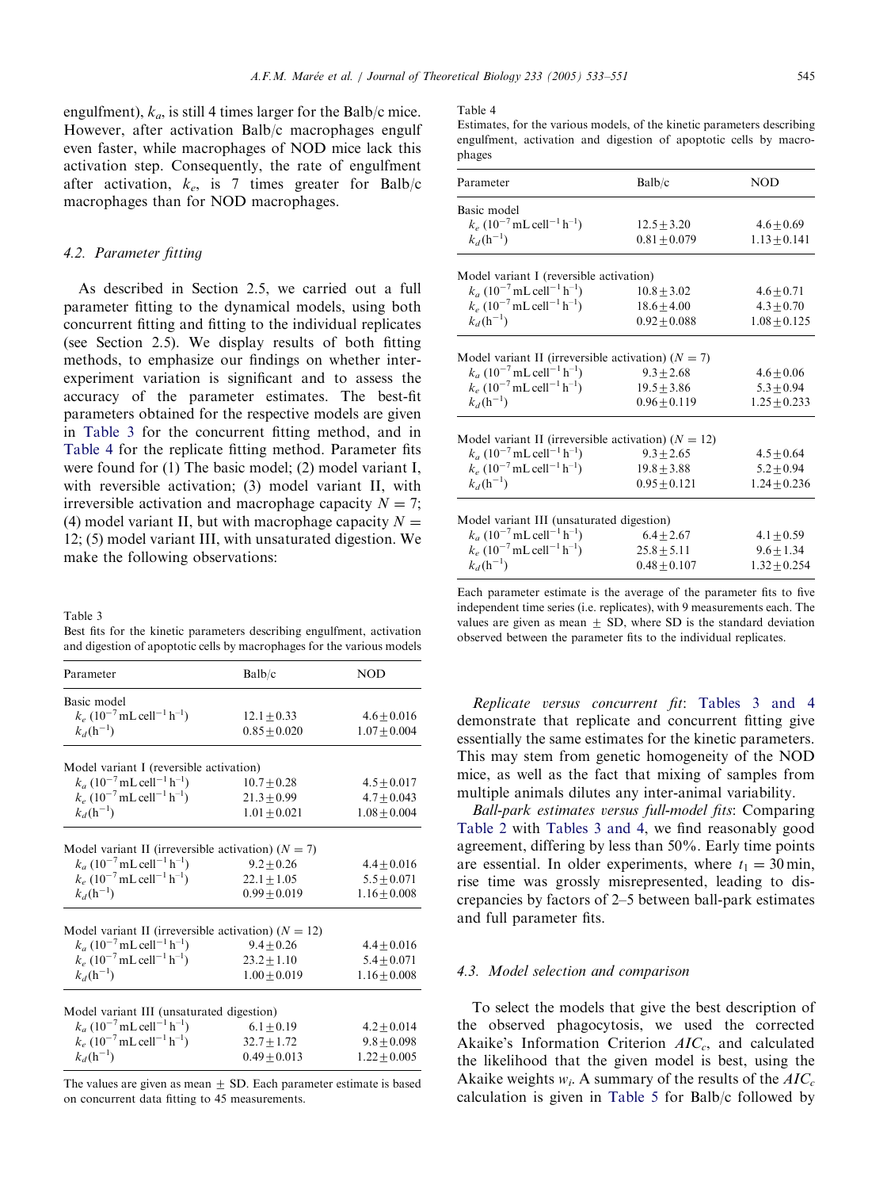engulfment), $k_a$, is still 4 times larger for the Balb/c mice. However, after activation Balb/c macrophages engulf even faster, while macrophages of NOD mice lack this activation step. Consequently, the rate of engulfment after activation, $k_e$, is 7 times greater for Balb/c macrophages than for NOD macrophages.

### 4.2. Parameter fitting

As described in Section 2.5, we carried out a full parameter fitting to the dynamical models, using both concurrent fitting and fitting to the individual replicates (see Section 2.5). We display results of both fitting methods, to emphasize our findings on whether inter-experiment variation is significant and to assess the accuracy of the parameter estimates. The best-fit parameters obtained for the respective models are given in Table 3 for the concurrent fitting method, and in Table 4 for the replicate fitting method. Parameter fits were found for (1) The basic model; (2) model variant I, with reversible activation; (3) model variant II, with irreversible activation and macrophage capacity $N = 7$; (4) model variant II, but with macrophage capacity $N = 12$; (5) model variant III, with unsaturated digestion. We make the following observations:

Table 3
Best fits for the kinetic parameters describing engulfment, activation and digestion of apoptotic cells by macrophages for the various models

| Parameter | Balb/c | NOD |
|---|---|---|
| Basic model | | |
| $k_e$ ($10^{-7}$ mL cell$^{-1}$ h$^{-1}$) | $12.1 \pm 0.33$ | $4.6 \pm 0.016$ |
| $k_d$ (h$^{-1}$) | $0.85 \pm 0.020$ | $1.07 \pm 0.004$ |
| Model variant I (reversible activation) | | |
| $k_a$ ($10^{-7}$ mL cell$^{-1}$ h$^{-1}$) | $10.7 \pm 0.28$ | $4.5 \pm 0.017$ |
| $k_e$ ($10^{-7}$ mL cell$^{-1}$ h$^{-1}$) | $21.3 \pm 0.99$ | $4.7 \pm 0.043$ |
| $k_d$ (h$^{-1}$) | $1.01 \pm 0.021$ | $1.08 \pm 0.004$ |
| Model variant II (irreversible activation) ($N = 7$) | | |
| $k_a$ ($10^{-7}$ mL cell$^{-1}$ h$^{-1}$) | $9.2 \pm 0.26$ | $4.4 \pm 0.016$ |
| $k_e$ ($10^{-7}$ mL cell$^{-1}$ h$^{-1}$) | $22.1 \pm 1.05$ | $5.5 \pm 0.071$ |
| $k_d$ (h$^{-1}$) | $0.99 \pm 0.019$ | $1.16 \pm 0.008$ |
| Model variant II (irreversible activation) ($N = 12$) | | |
| $k_a$ ($10^{-7}$ mL cell$^{-1}$ h$^{-1}$) | $9.4 \pm 0.26$ | $4.4 \pm 0.016$ |
| $k_e$ ($10^{-7}$ mL cell$^{-1}$ h$^{-1}$) | $23.2 \pm 1.10$ | $5.4 \pm 0.071$ |
| $k_d$ (h$^{-1}$) | $1.00 \pm 0.019$ | $1.16 \pm 0.008$ |
| Model variant III (unsaturated digestion) | | |
| $k_a$ ($10^{-7}$ mL cell$^{-1}$ h$^{-1}$) | $6.1 \pm 0.19$ | $4.2 \pm 0.014$ |
| $k_e$ ($10^{-7}$ mL cell$^{-1}$ h$^{-1}$) | $32.7 \pm 1.72$ | $9.8 \pm 0.098$ |
| $k_d$ (h$^{-1}$) | $0.49 \pm 0.013$ | $1.22 \pm 0.005$ |

The values are given as mean $\pm$ SD. Each parameter estimate is based on concurrent data fitting to 45 measurements.

Table 4
Estimates, for the various models, of the kinetic parameters describing engulfment, activation and digestion of apoptotic cells by macrophages

| Parameter | Balb/c | NOD |
|---|---|---|
| Basic model | | |
| $k_e$ ($10^{-7}$ mL cell$^{-1}$ h$^{-1}$) | $12.5 \pm 3.20$ | $4.6 \pm 0.69$ |
| $k_d$ (h$^{-1}$) | $0.81 \pm 0.079$ | $1.13 \pm 0.141$ |
| Model variant I (reversible activation) | | |
| $k_a$ ($10^{-7}$ mL cell$^{-1}$ h$^{-1}$) | $10.8 \pm 3.02$ | $4.6 \pm 0.71$ |
| $k_e$ ($10^{-7}$ mL cell$^{-1}$ h$^{-1}$) | $18.6 \pm 4.00$ | $4.3 \pm 0.70$ |
| $k_d$ (h$^{-1}$) | $0.92 \pm 0.088$ | $1.08 \pm 0.125$ |
| Model variant II (irreversible activation) ($N = 7$) | | |
| $k_a$ ($10^{-7}$ mL cell$^{-1}$ h$^{-1}$) | $9.3 \pm 2.68$ | $4.6 \pm 0.06$ |
| $k_e$ ($10^{-7}$ mL cell$^{-1}$ h$^{-1}$) | $19.5 \pm 3.86$ | $5.3 \pm 0.94$ |
| $k_d$ (h$^{-1}$) | $0.96 \pm 0.119$ | $1.25 \pm 0.233$ |
| Model variant II (irreversible activation) ($N = 12$) | | |
| $k_a$ ($10^{-7}$ mL cell$^{-1}$ h$^{-1}$) | $9.3 \pm 2.65$ | $4.5 \pm 0.64$ |
| $k_e$ ($10^{-7}$ mL cell$^{-1}$ h$^{-1}$) | $19.8 \pm 3.88$ | $5.2 \pm 0.94$ |
| $k_d$ (h$^{-1}$) | $0.95 \pm 0.121$ | $1.24 \pm 0.236$ |
| Model variant III (unsaturated digestion) | | |
| $k_a$ ($10^{-7}$ mL cell$^{-1}$ h$^{-1}$) | $6.4 \pm 2.67$ | $4.1 \pm 0.59$ |
| $k_e$ ($10^{-7}$ mL cell$^{-1}$ h$^{-1}$) | $25.8 \pm 5.11$ | $9.6 \pm 1.34$ |
| $k_d$ (h$^{-1}$) | $0.48 \pm 0.107$ | $1.32 \pm 0.254$ |

Each parameter estimate is the average of the parameter fits to five independent time series (i.e. replicates), with 9 measurements each. The values are given as mean $\pm$ SD, where SD is the standard deviation observed between the parameter fits to the individual replicates.

*Replicate versus concurrent fit*: Tables 3 and 4 demonstrate that replicate and concurrent fitting give essentially the same estimates for the kinetic parameters. This may stem from genetic homogeneity of the NOD mice, as well as the fact that mixing of samples from multiple animals dilutes any inter-animal variability.

*Ball-park estimates versus full-model fits*: Comparing Table 2 with Tables 3 and 4, we find reasonably good agreement, differing by less than 50%. Early time points are essential. In older experiments, where $t_1 = 30$ min, rise time was grossly misrepresented, leading to discrepancies by factors of 2–5 between ball-park estimates and full parameter fits.

### 4.3. Model selection and comparison

To select the models that give the best description of the observed phagocytosis, we used the corrected Akaike's Information Criterion $AIC_c$, and calculated the likelihood that the given model is best, using the Akaike weights $w_i$. A summary of the results of the $AIC_c$ calculation is given in Table 5 for Balb/c followed by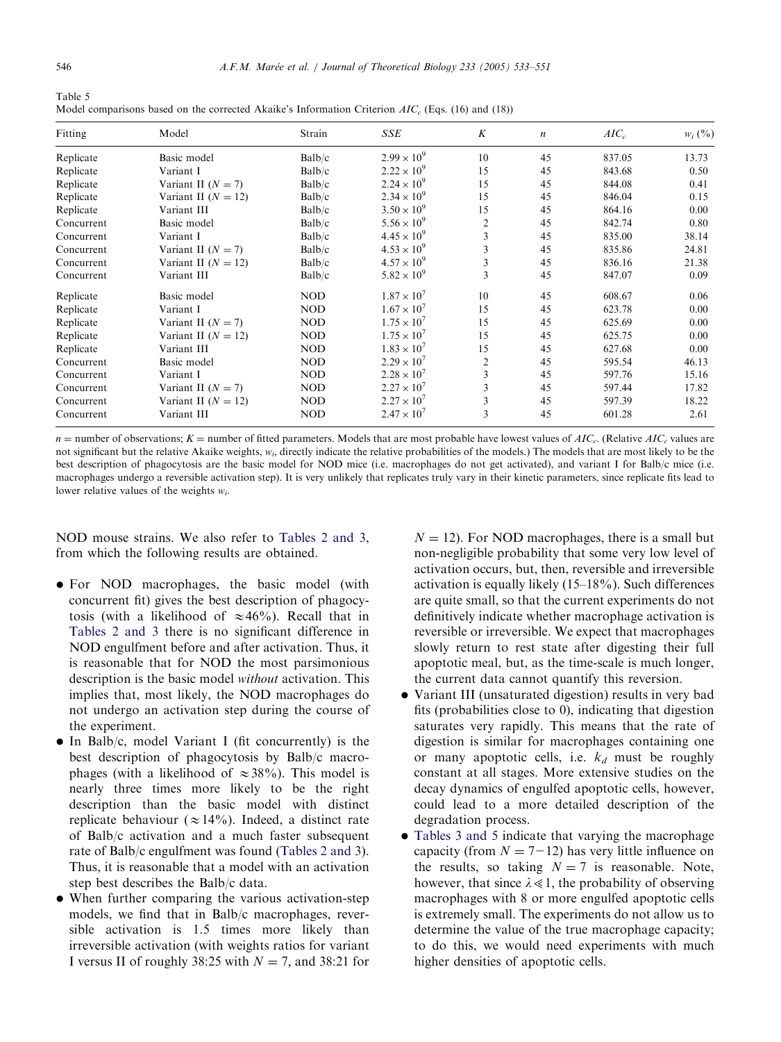Table 5
Model comparisons based on the corrected Akaike's Information Criterion $AIC_c$ (Eqs. (16) and (18))

| Fitting | Model | Strain | $SSE$ | $K$ | $n$ | $AIC_c$ | $w_i$ (%) |
|---|---|---|---|---|---|---|---|
| Replicate | Basic model | Balb/c | $2.99 \times 10^9$ | 10 | 45 | 837.05 | 13.73 |
| Replicate | Variant I | Balb/c | $2.22 \times 10^9$ | 15 | 45 | 843.68 | 0.50 |
| Replicate | Variant II ($N = 7$) | Balb/c | $2.24 \times 10^9$ | 15 | 45 | 844.08 | 0.41 |
| Replicate | Variant II ($N = 12$) | Balb/c | $2.34 \times 10^9$ | 15 | 45 | 846.04 | 0.15 |
| Replicate | Variant III | Balb/c | $3.50 \times 10^9$ | 15 | 45 | 864.16 | 0.00 |
| Concurrent | Basic model | Balb/c | $5.56 \times 10^9$ | 2 | 45 | 842.74 | 0.80 |
| Concurrent | Variant I | Balb/c | $4.45 \times 10^9$ | 3 | 45 | 835.00 | 38.14 |
| Concurrent | Variant II ($N = 7$) | Balb/c | $4.53 \times 10^9$ | 3 | 45 | 835.86 | 24.81 |
| Concurrent | Variant II ($N = 12$) | Balb/c | $4.57 \times 10^9$ | 3 | 45 | 836.16 | 21.38 |
| Concurrent | Variant III | Balb/c | $5.82 \times 10^9$ | 3 | 45 | 847.07 | 0.09 |
| Replicate | Basic model | NOD | $1.87 \times 10^7$ | 10 | 45 | 608.67 | 0.06 |
| Replicate | Variant I | NOD | $1.67 \times 10^7$ | 15 | 45 | 623.78 | 0.00 |
| Replicate | Variant II ($N = 7$) | NOD | $1.75 \times 10^7$ | 15 | 45 | 625.69 | 0.00 |
| Replicate | Variant II ($N = 12$) | NOD | $1.75 \times 10^7$ | 15 | 45 | 625.75 | 0.00 |
| Replicate | Variant III | NOD | $1.83 \times 10^7$ | 15 | 45 | 627.68 | 0.00 |
| Concurrent | Basic model | NOD | $2.29 \times 10^7$ | 2 | 45 | 595.54 | 46.13 |
| Concurrent | Variant I | NOD | $2.28 \times 10^7$ | 3 | 45 | 597.76 | 15.16 |
| Concurrent | Variant II ($N = 7$) | NOD | $2.27 \times 10^7$ | 3 | 45 | 597.44 | 17.82 |
| Concurrent | Variant II ($N = 12$) | NOD | $2.27 \times 10^7$ | 3 | 45 | 597.39 | 18.22 |
| Concurrent | Variant III | NOD | $2.47 \times 10^7$ | 3 | 45 | 601.28 | 2.61 |

$n$ = number of observations; $K$ = number of fitted parameters. Models that are most probable have lowest values of $AIC_c$. (Relative $AIC_c$ values are not significant but the relative Akaike weights, $w_i$, directly indicate the relative probabilities of the models.) The models that are most likely to be the best description of phagocytosis are the basic model for NOD mice (i.e. macrophages do not get activated), and variant I for Balb/c mice (i.e. macrophages undergo a reversible activation step). It is very unlikely that replicates truly vary in their kinetic parameters, since replicate fits lead to lower relative values of the weights $w_i$.

NOD mouse strains. We also refer to Tables 2 and 3, from which the following results are obtained.

- For NOD macrophages, the basic model (with concurrent fit) gives the best description of phagocytosis (with a likelihood of $\approx 46\%$). Recall that in Tables 2 and 3 there is no significant difference in NOD engulfment before and after activation. Thus, it is reasonable that for NOD the most parsimonious description is the basic model *without* activation. This implies that, most likely, the NOD macrophages do not undergo an activation step during the course of the experiment.
- In Balb/c, model Variant I (fit concurrently) is the best description of phagocytosis by Balb/c macrophages (with a likelihood of $\approx 38\%$). This model is nearly three times more likely to be the right description than the basic model with distinct replicate behaviour ($\approx 14\%$). Indeed, a distinct rate of Balb/c activation and a much faster subsequent rate of Balb/c engulfment was found (Tables 2 and 3). Thus, it is reasonable that a model with an activation step best describes the Balb/c data.
- When further comparing the various activation-step models, we find that in Balb/c macrophages, reversible activation is 1.5 times more likely than irreversible activation (with weights ratios for variant I versus II of roughly 38:25 with $N = 7$, and 38:21 for $N = 12$). For NOD macrophages, there is a small but non-negligible probability that some very low level of activation occurs, but, then, reversible and irreversible activation is equally likely (15–18%). Such differences are quite small, so that the current experiments do not definitively indicate whether macrophage activation is reversible or irreversible. We expect that macrophages slowly return to rest state after digesting their full apoptotic meal, but, as the time-scale is much longer, the current data cannot quantify this reversion.
- Variant III (unsaturated digestion) results in very bad fits (probabilities close to 0), indicating that digestion saturates very rapidly. This means that the rate of digestion is similar for macrophages containing one or many apoptotic cells, i.e. $k_d$ must be roughly constant at all stages. More extensive studies on the decay dynamics of engulfed apoptotic cells, however, could lead to a more detailed description of the degradation process.
- Tables 3 and 5 indicate that varying the macrophage capacity (from $N = 7-12$) has very little influence on the results, so taking $N = 7$ is reasonable. Note, however, that since $\lambda \ll 1$, the probability of observing macrophages with 8 or more engulfed apoptotic cells is extremely small. The experiments do not allow us to determine the value of the true macrophage capacity; to do this, we would need experiments with much higher densities of apoptotic cells.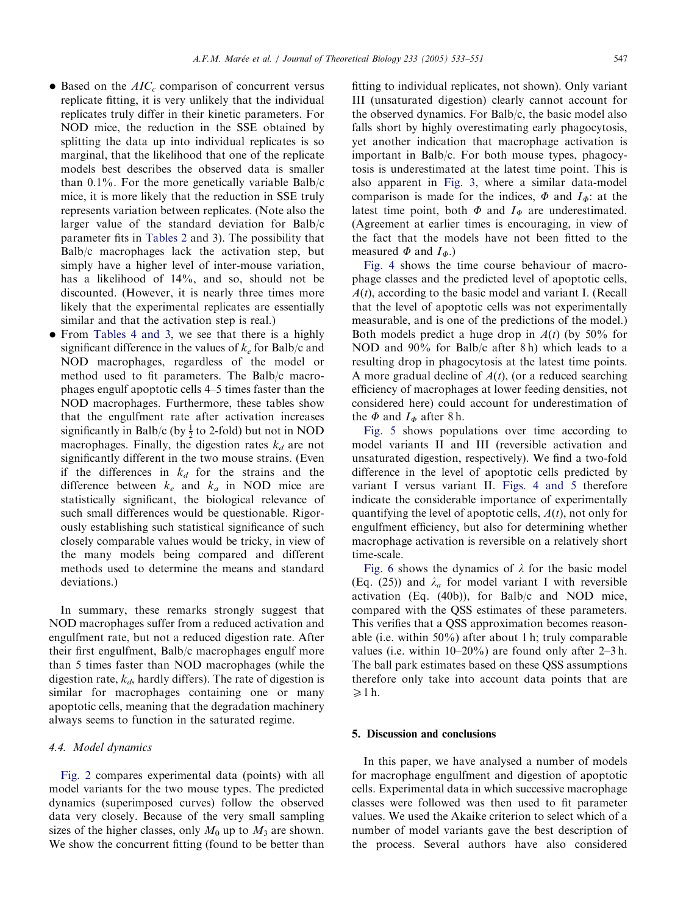- Based on the $AIC_c$ comparison of concurrent versus replicate fitting, it is very unlikely that the individual replicates truly differ in their kinetic parameters. For NOD mice, the reduction in the SSE obtained by splitting the data up into individual replicates is so marginal, that the likelihood that one of the replicate models best describes the observed data is smaller than 0.1%. For the more genetically variable Balb/c mice, it is more likely that the reduction in SSE truly represents variation between replicates. (Note also the larger value of the standard deviation for Balb/c parameter fits in Tables 2 and 3). The possibility that Balb/c macrophages lack the activation step, but simply have a higher level of inter-mouse variation, has a likelihood of 14%, and so, should not be discounted. (However, it is nearly three times more likely that the experimental replicates are essentially similar and that the activation step is real.)
- From Tables 4 and 3, we see that there is a highly significant difference in the values of $k_e$ for Balb/c and NOD macrophages, regardless of the model or method used to fit parameters. The Balb/c macrophages engulf apoptotic cells 4–5 times faster than the NOD macrophages. Furthermore, these tables show that the engulfment rate after activation increases significantly in Balb/c (by $\frac{1}{2}$ to 2-fold) but not in NOD macrophages. Finally, the digestion rates $k_d$ are not significantly different in the two mouse strains. (Even if the differences in $k_d$ for the strains and the difference between $k_e$ and $k_a$ in NOD mice are statistically significant, the biological relevance of such small differences would be questionable. Rigorously establishing such statistical significance of such closely comparable values would be tricky, in view of the many models being compared and different methods used to determine the means and standard deviations.)

In summary, these remarks strongly suggest that NOD macrophages suffer from a reduced activation and engulfment rate, but not a reduced digestion rate. After their first engulfment, Balb/c macrophages engulf more than 5 times faster than NOD macrophages (while the digestion rate, $k_d$, hardly differs). The rate of digestion is similar for macrophages containing one or many apoptotic cells, meaning that the degradation machinery always seems to function in the saturated regime.

### 4.4. Model dynamics

Fig. 2 compares experimental data (points) with all model variants for the two mouse types. The predicted dynamics (superimposed curves) follow the observed data very closely. Because of the very small sampling sizes of the higher classes, only $M_0$ up to $M_3$ are shown. We show the concurrent fitting (found to be better than fitting to individual replicates, not shown). Only variant III (unsaturated digestion) clearly cannot account for the observed dynamics. For Balb/c, the basic model also falls short by highly overestimating early phagocytosis, yet another indication that macrophage activation is important in Balb/c. For both mouse types, phagocytosis is underestimated at the latest time point. This is also apparent in Fig. 3, where a similar data-model comparison is made for the indices, $\Phi$ and $I_\Phi$: at the latest time point, both $\Phi$ and $I_\Phi$ are underestimated. (Agreement at earlier times is encouraging, in view of the fact that the models have not been fitted to the measured $\Phi$ and $I_\Phi$.)

Fig. 4 shows the time course behaviour of macrophage classes and the predicted level of apoptotic cells, $A(t)$, according to the basic model and variant I. (Recall that the level of apoptotic cells was not experimentally measurable, and is one of the predictions of the model.) Both models predict a huge drop in $A(t)$ (by 50% for NOD and 90% for Balb/c after 8 h) which leads to a resulting drop in phagocytosis at the latest time points. A more gradual decline of $A(t)$, (or a reduced searching efficiency of macrophages at lower feeding densities, not considered here) could account for underestimation of the $\Phi$ and $I_\Phi$ after 8 h.

Fig. 5 shows populations over time according to model variants II and III (reversible activation and unsaturated digestion, respectively). We find a two-fold difference in the level of apoptotic cells predicted by variant I versus variant II. Figs. 4 and 5 therefore indicate the considerable importance of experimentally quantifying the level of apoptotic cells, $A(t)$, not only for engulfment efficiency, but also for determining whether macrophage activation is reversible on a relatively short time-scale.

Fig. 6 shows the dynamics of $\lambda$ for the basic model (Eq. (25)) and $\lambda_a$ for model variant I with reversible activation (Eq. (40b)), for Balb/c and NOD mice, compared with the QSS estimates of these parameters. This verifies that a QSS approximation becomes reasonable (i.e. within 50%) after about 1 h; truly comparable values (i.e. within 10–20%) are found only after 2–3 h. The ball park estimates based on these QSS assumptions therefore only take into account data points that are $\geqslant 1$ h.

## 5. Discussion and conclusions

In this paper, we have analysed a number of models for macrophage engulfment and digestion of apoptotic cells. Experimental data in which successive macrophage classes were followed was then used to fit parameter values. We used the Akaike criterion to select which of a number of model variants gave the best description of the process. Several authors have also considered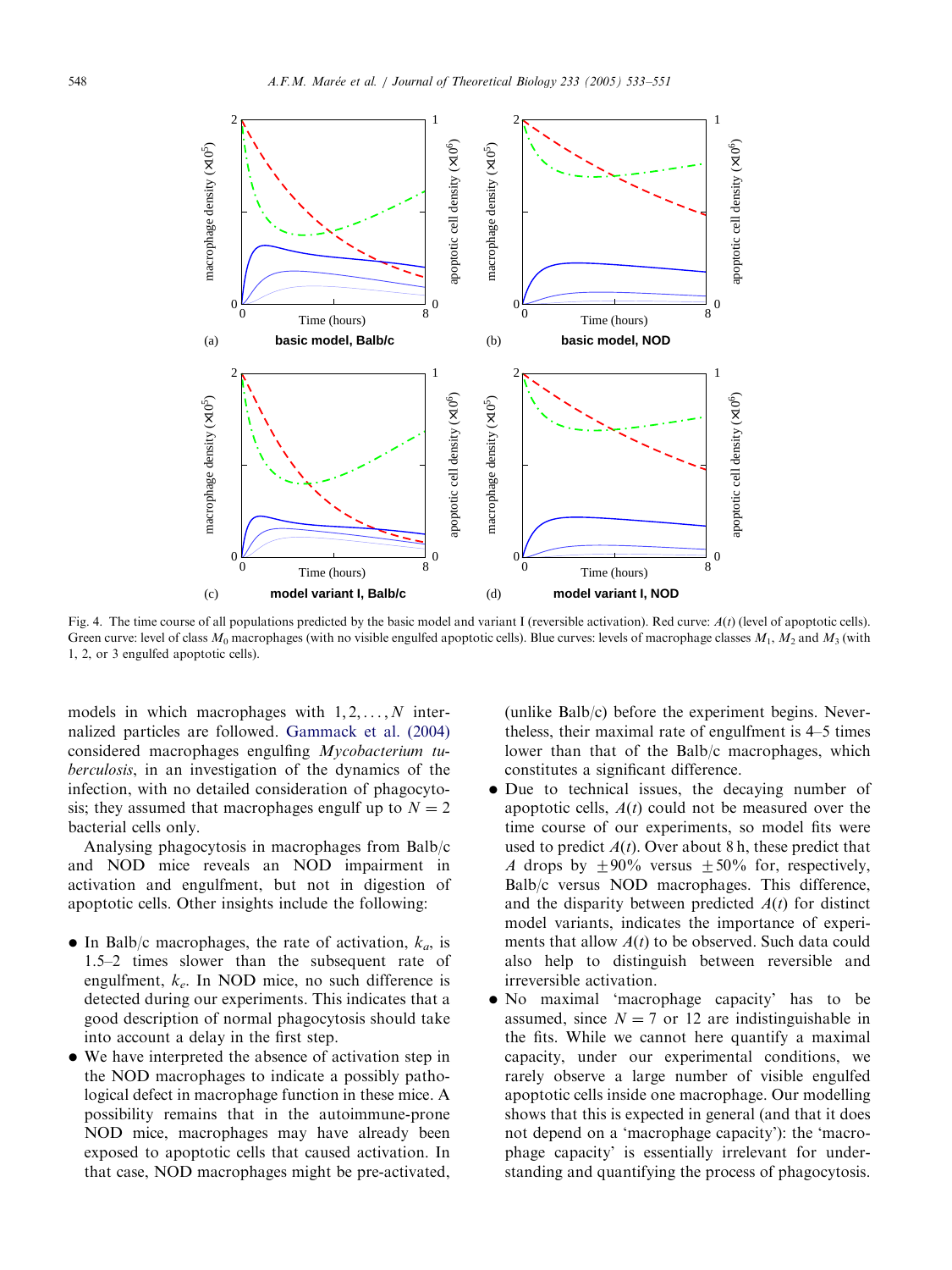Fig. 4. The time course of all populations predicted by the basic model and variant I (reversible activation). Red curve: $A(t)$ (level of apoptotic cells). Green curve: level of class $M_0$ macrophages (with no visible engulfed apoptotic cells). Blue curves: levels of macrophage classes $M_1$, $M_2$ and $M_3$ (with 1, 2, or 3 engulfed apoptotic cells).

models in which macrophages with $1, 2, \ldots, N$ internalized particles are followed. Gammack et al. (2004) considered macrophages engulfing *Mycobacterium tuberculosis*, in an investigation of the dynamics of the infection, with no detailed consideration of phagocytosis; they assumed that macrophages engulf up to $N = 2$ bacterial cells only.

Analysing phagocytosis in macrophages from Balb/c and NOD mice reveals an NOD impairment in activation and engulfment, but not in digestion of apoptotic cells. Other insights include the following:

- In Balb/c macrophages, the rate of activation, $k_a$, is 1.5–2 times slower than the subsequent rate of engulfment, $k_e$. In NOD mice, no such difference is detected during our experiments. This indicates that a good description of normal phagocytosis should take into account a delay in the first step.
- We have interpreted the absence of activation step in the NOD macrophages to indicate a possibly pathological defect in macrophage function in these mice. A possibility remains that in the autoimmune-prone NOD mice, macrophages may have already been exposed to apoptotic cells that caused activation. In that case, NOD macrophages might be pre-activated, (unlike Balb/c) before the experiment begins. Nevertheless, their maximal rate of engulfment is 4–5 times lower than that of the Balb/c macrophages, which constitutes a significant difference.
- Due to technical issues, the decaying number of apoptotic cells, $A(t)$ could not be measured over the time course of our experiments, so model fits were used to predict $A(t)$. Over about 8 h, these predict that $A$ drops by $\pm 90\%$ versus $\pm 50\%$ for, respectively, Balb/c versus NOD macrophages. This difference, and the disparity between predicted $A(t)$ for distinct model variants, indicates the importance of experiments that allow $A(t)$ to be observed. Such data could also help to distinguish between reversible and irreversible activation.
- No maximal 'macrophage capacity' has to be assumed, since $N = 7$ or 12 are indistinguishable in the fits. While we cannot here quantify a maximal capacity, under our experimental conditions, we rarely observe a large number of visible engulfed apoptotic cells inside one macrophage. Our modelling shows that this is expected in general (and that it does not depend on a 'macrophage capacity'): the 'macrophage capacity' is essentially irrelevant for understanding and quantifying the process of phagocytosis.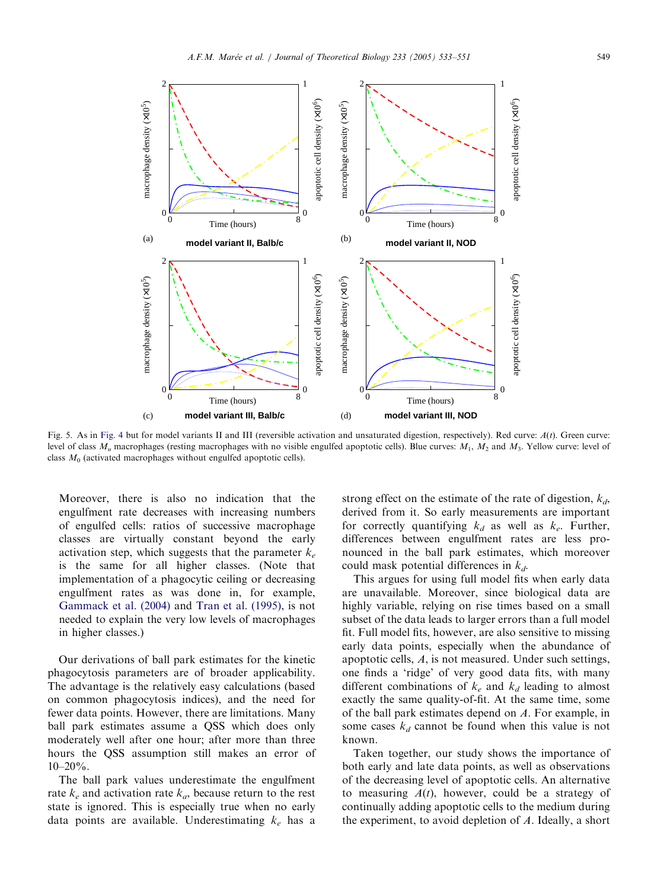Fig. 5. As in Fig. 4 but for model variants II and III (reversible activation and unsaturated digestion, respectively). Red curve: $A(t)$. Green curve: level of class $M_u$ macrophages (resting macrophages with no visible engulfed apoptotic cells). Blue curves: $M_1$, $M_2$ and $M_3$. Yellow curve: level of class $M_0$ (activated macrophages without engulfed apoptotic cells).

Moreover, there is also no indication that the engulfment rate decreases with increasing numbers of engulfed cells: ratios of successive macrophage classes are virtually constant beyond the early activation step, which suggests that the parameter $k_e$ is the same for all higher classes. (Note that implementation of a phagocytic ceiling or decreasing engulfment rates as was done in, for example, Gammack et al. (2004) and Tran et al. (1995), is not needed to explain the very low levels of macrophages in higher classes.)

Our derivations of ball park estimates for the kinetic phagocytosis parameters are of broader applicability. The advantage is the relatively easy calculations (based on common phagocytosis indices), and the need for fewer data points. However, there are limitations. Many ball park estimates assume a QSS which does only moderately well after one hour; after more than three hours the QSS assumption still makes an error of 10–20%.

The ball park values underestimate the engulfment rate $k_e$ and activation rate $k_a$, because return to the rest state is ignored. This is especially true when no early data points are available. Underestimating $k_e$ has a strong effect on the estimate of the rate of digestion, $k_d$, derived from it. So early measurements are important for correctly quantifying $k_d$ as well as $k_e$. Further, differences between engulfment rates are less pronounced in the ball park estimates, which moreover could mask potential differences in $k_d$.

This argues for using full model fits when early data are unavailable. Moreover, since biological data are highly variable, relying on rise times based on a small subset of the data leads to larger errors than a full model fit. Full model fits, however, are also sensitive to missing early data points, especially when the abundance of apoptotic cells, $A$, is not measured. Under such settings, one finds a 'ridge' of very good data fits, with many different combinations of $k_e$ and $k_d$ leading to almost exactly the same quality-of-fit. At the same time, some of the ball park estimates depend on $A$. For example, in some cases $k_d$ cannot be found when this value is not known.

Taken together, our study shows the importance of both early and late data points, as well as observations of the decreasing level of apoptotic cells. An alternative to measuring $A(t)$, however, could be a strategy of continually adding apoptotic cells to the medium during the experiment, to avoid depletion of $A$. Ideally, a short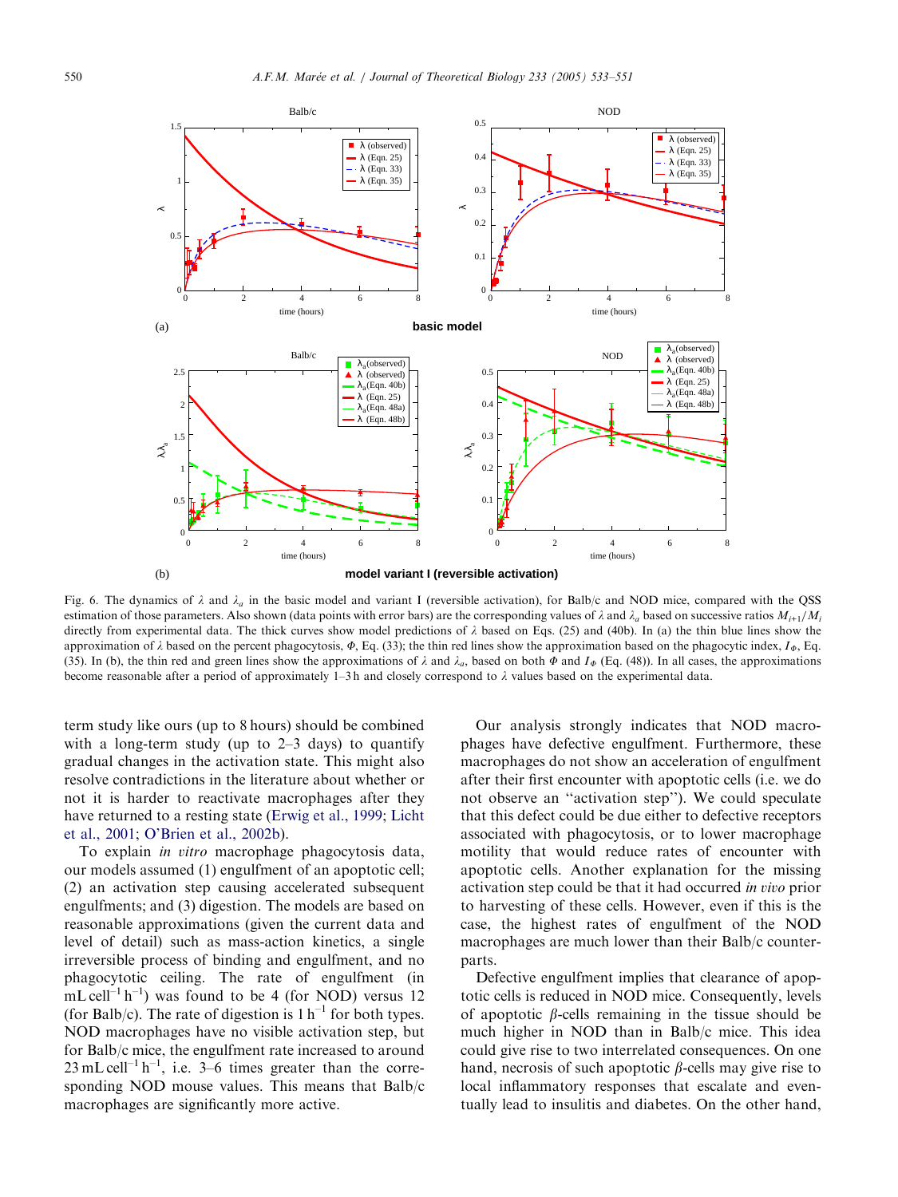Fig. 6. The dynamics of $\lambda$ and $\lambda_a$ in the basic model and variant I (reversible activation), for Balb/c and NOD mice, compared with the QSS estimation of those parameters. Also shown (data points with error bars) are the corresponding values of $\lambda$ and $\lambda_a$ based on successive ratios $M_{i+1}/M_i$ directly from experimental data. The thick curves show model predictions of $\lambda$ based on Eqs. (25) and (40b). In (a) the thin blue lines show the approximation of $\lambda$ based on the percent phagocytosis, $\Phi$, Eq. (33); the thin red lines show the approximation based on the phagocytic index, $I_\Phi$, Eq. (35). In (b), the thin red and green lines show the approximations of $\lambda$ and $\lambda_a$, based on both $\Phi$ and $I_\Phi$ (Eq. (48)). In all cases, the approximations become reasonable after a period of approximately 1–3 h and closely correspond to $\lambda$ values based on the experimental data.

term study like ours (up to 8 hours) should be combined with a long-term study (up to 2–3 days) to quantify gradual changes in the activation state. This might also resolve contradictions in the literature about whether or not it is harder to reactivate macrophages after they have returned to a resting state (Erwig et al., 1999; Licht et al., 2001; O'Brien et al., 2002b).

To explain *in vitro* macrophage phagocytosis data, our models assumed (1) engulfment of an apoptotic cell; (2) an activation step causing accelerated subsequent engulfments; and (3) digestion. The models are based on reasonable approximations (given the current data and level of detail) such as mass-action kinetics, a single irreversible process of binding and engulfment, and no phagocytotic ceiling. The rate of engulfment (in $\mathrm{mL\,cell^{-1}\,h^{-1}}$) was found to be 4 (for NOD) versus 12 (for Balb/c). The rate of digestion is $1\,\mathrm{h^{-1}}$ for both types. NOD macrophages have no visible activation step, but for Balb/c mice, the engulfment rate increased to around $23\,\mathrm{mL\,cell^{-1}\,h^{-1}}$, i.e. 3–6 times greater than the corresponding NOD mouse values. This means that Balb/c macrophages are significantly more active.

Our analysis strongly indicates that NOD macrophages have defective engulfment. Furthermore, these macrophages do not show an acceleration of engulfment after their first encounter with apoptotic cells (i.e. we do not observe an "activation step"). We could speculate that this defect could be due either to defective receptors associated with phagocytosis, or to lower macrophage motility that would reduce rates of encounter with apoptotic cells. Another explanation for the missing activation step could be that it had occurred *in vivo* prior to harvesting of these cells. However, even if this is the case, the highest rates of engulfment of the NOD macrophages are much lower than their Balb/c counterparts.

Defective engulfment implies that clearance of apoptotic cells is reduced in NOD mice. Consequently, levels of apoptotic $\beta$-cells remaining in the tissue should be much higher in NOD than in Balb/c mice. This idea could give rise to two interrelated consequences. On one hand, necrosis of such apoptotic $\beta$-cells may give rise to local inflammatory responses that escalate and eventually lead to insulitis and diabetes. On the other hand,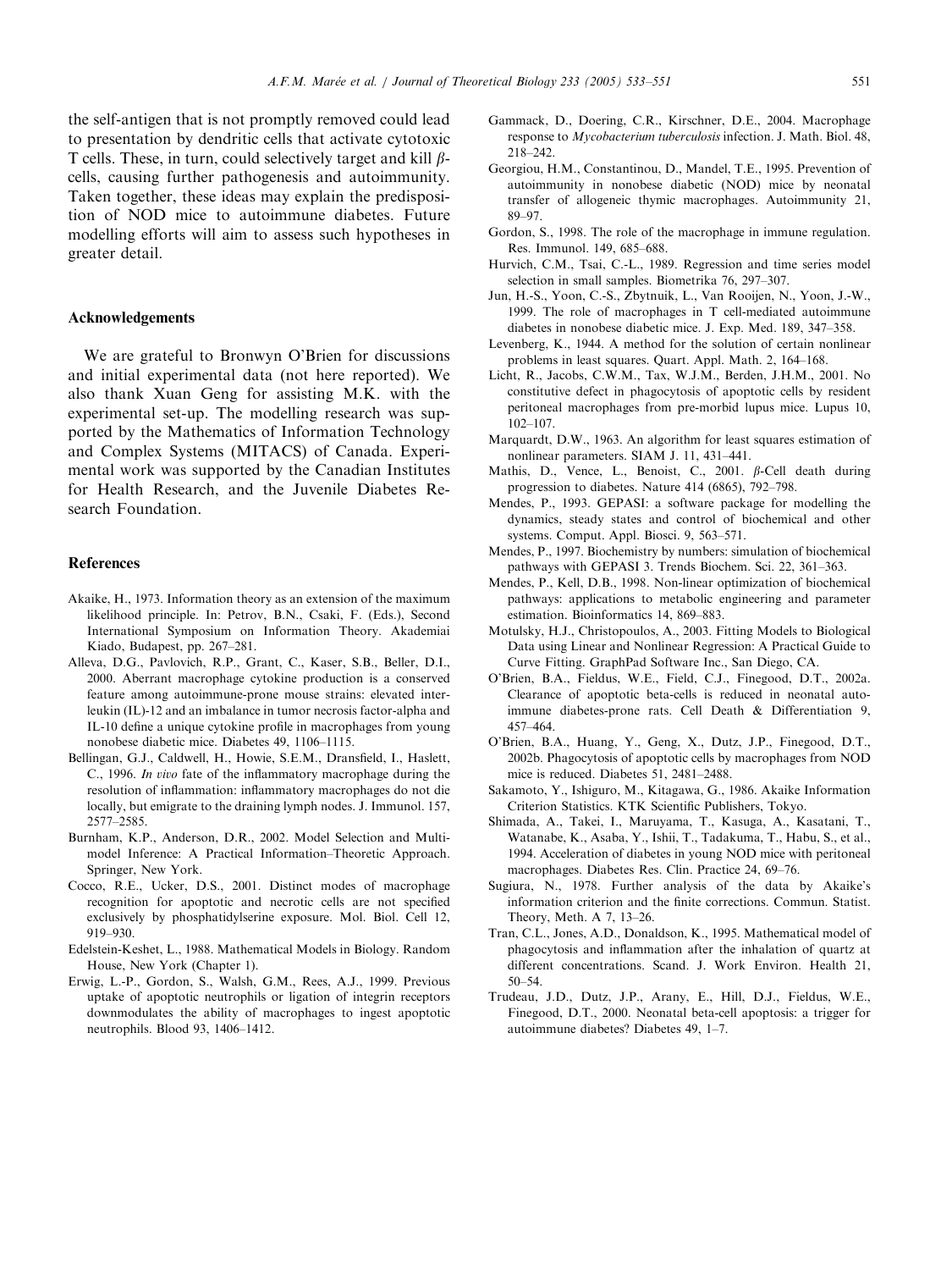the self-antigen that is not promptly removed could lead to presentation by dendritic cells that activate cytotoxic T cells. These, in turn, could selectively target and kill $\beta$-cells, causing further pathogenesis and autoimmunity. Taken together, these ideas may explain the predisposition of NOD mice to autoimmune diabetes. Future modelling efforts will aim to assess such hypotheses in greater detail.

## Acknowledgements

We are grateful to Bronwyn O'Brien for discussions and initial experimental data (not here reported). We also thank Xuan Geng for assisting M.K. with the experimental set-up. The modelling research was supported by the Mathematics of Information Technology and Complex Systems (MITACS) of Canada. Experimental work was supported by the Canadian Institutes for Health Research, and the Juvenile Diabetes Research Foundation.

## References

Akaike, H., 1973. Information theory as an extension of the maximum likelihood principle. In: Petrov, B.N., Csaki, F. (Eds.), Second International Symposium on Information Theory. Akademiai Kiado, Budapest, pp. 267–281.

Alleva, D.G., Pavlovich, R.P., Grant, C., Kaser, S.B., Beller, D.I., 2000. Aberrant macrophage cytokine production is a conserved feature among autoimmune-prone mouse strains: elevated interleukin (IL)-12 and an imbalance in tumor necrosis factor-alpha and IL-10 define a unique cytokine profile in macrophages from young nonobese diabetic mice. Diabetes 49, 1106–1115.

Bellingan, G.J., Caldwell, H., Howie, S.E.M., Dransfield, I., Haslett, C., 1996. *In vivo* fate of the inflammatory macrophage during the resolution of inflammation: inflammatory macrophages do not die locally, but emigrate to the draining lymph nodes. J. Immunol. 157, 2577–2585.

Burnham, K.P., Anderson, D.R., 2002. Model Selection and Multi-model Inference: A Practical Information–Theoretic Approach. Springer, New York.

Cocco, R.E., Ucker, D.S., 2001. Distinct modes of macrophage recognition for apoptotic and necrotic cells are not specified exclusively by phosphatidylserine exposure. Mol. Biol. Cell 12, 919–930.

Edelstein-Keshet, L., 1988. Mathematical Models in Biology. Random House, New York (Chapter 1).

Erwig, L.-P., Gordon, S., Walsh, G.M., Rees, A.J., 1999. Previous uptake of apoptotic neutrophils or ligation of integrin receptors downmodulates the ability of macrophages to ingest apoptotic neutrophils. Blood 93, 1406–1412.

Gammack, D., Doering, C.R., Kirschner, D.E., 2004. Macrophage response to *Mycobacterium tuberculosis* infection. J. Math. Biol. 48, 218–242.

Georgiou, H.M., Constantinou, D., Mandel, T.E., 1995. Prevention of autoimmunity in nonobese diabetic (NOD) mice by neonatal transfer of allogeneic thymic macrophages. Autoimmunity 21, 89–97.

Gordon, S., 1998. The role of the macrophage in immune regulation. Res. Immunol. 149, 685–688.

Hurvich, C.M., Tsai, C.-L., 1989. Regression and time series model selection in small samples. Biometrika 76, 297–307.

Jun, H.-S., Yoon, C.-S., Zbytnuik, L., Van Rooijen, N., Yoon, J.-W., 1999. The role of macrophages in T cell-mediated autoimmune diabetes in nonobese diabetic mice. J. Exp. Med. 189, 347–358.

Levenberg, K., 1944. A method for the solution of certain nonlinear problems in least squares. Quart. Appl. Math. 2, 164–168.

Licht, R., Jacobs, C.W.M., Tax, W.J.M., Berden, J.H.M., 2001. No constitutive defect in phagocytosis of apoptotic cells by resident peritoneal macrophages from pre-morbid lupus mice. Lupus 10, 102–107.

Marquardt, D.W., 1963. An algorithm for least squares estimation of nonlinear parameters. SIAM J. 11, 431–441.

Mathis, D., Vence, L., Benoist, C., 2001. $\beta$-Cell death during progression to diabetes. Nature 414 (6865), 792–798.

Mendes, P., 1993. GEPASI: a software package for modelling the dynamics, steady states and control of biochemical and other systems. Comput. Appl. Biosci. 9, 563–571.

Mendes, P., 1997. Biochemistry by numbers: simulation of biochemical pathways with GEPASI 3. Trends Biochem. Sci. 22, 361–363.

Mendes, P., Kell, D.B., 1998. Non-linear optimization of biochemical pathways: applications to metabolic engineering and parameter estimation. Bioinformatics 14, 869–883.

Motulsky, H.J., Christopoulos, A., 2003. Fitting Models to Biological Data using Linear and Nonlinear Regression: A Practical Guide to Curve Fitting. GraphPad Software Inc., San Diego, CA.

O'Brien, B.A., Fieldus, W.E., Field, C.J., Finegood, D.T., 2002a. Clearance of apoptotic beta-cells is reduced in neonatal autoimmune diabetes-prone rats. Cell Death & Differentiation 9, 457–464.

O'Brien, B.A., Huang, Y., Geng, X., Dutz, J.P., Finegood, D.T., 2002b. Phagocytosis of apoptotic cells by macrophages from NOD mice is reduced. Diabetes 51, 2481–2488.

Sakamoto, Y., Ishiguro, M., Kitagawa, G., 1986. Akaike Information Criterion Statistics. KTK Scientific Publishers, Tokyo.

Shimada, A., Takei, I., Maruyama, T., Kasuga, A., Kasatani, T., Watanabe, K., Asaba, Y., Ishii, T., Tadakuma, T., Habu, S., et al., 1994. Acceleration of diabetes in young NOD mice with peritoneal macrophages. Diabetes Res. Clin. Practice 24, 69–76.

Sugiura, N., 1978. Further analysis of the data by Akaike's information criterion and the finite corrections. Commun. Statist. Theory, Meth. A 7, 13–26.

Tran, C.L., Jones, A.D., Donaldson, K., 1995. Mathematical model of phagocytosis and inflammation after the inhalation of quartz at different concentrations. Scand. J. Work Environ. Health 21, 50–54.

Trudeau, J.D., Dutz, J.P., Arany, E., Hill, D.J., Fieldus, W.E., Finegood, D.T., 2000. Neonatal beta-cell apoptosis: a trigger for autoimmune diabetes? Diabetes 49, 1–7.